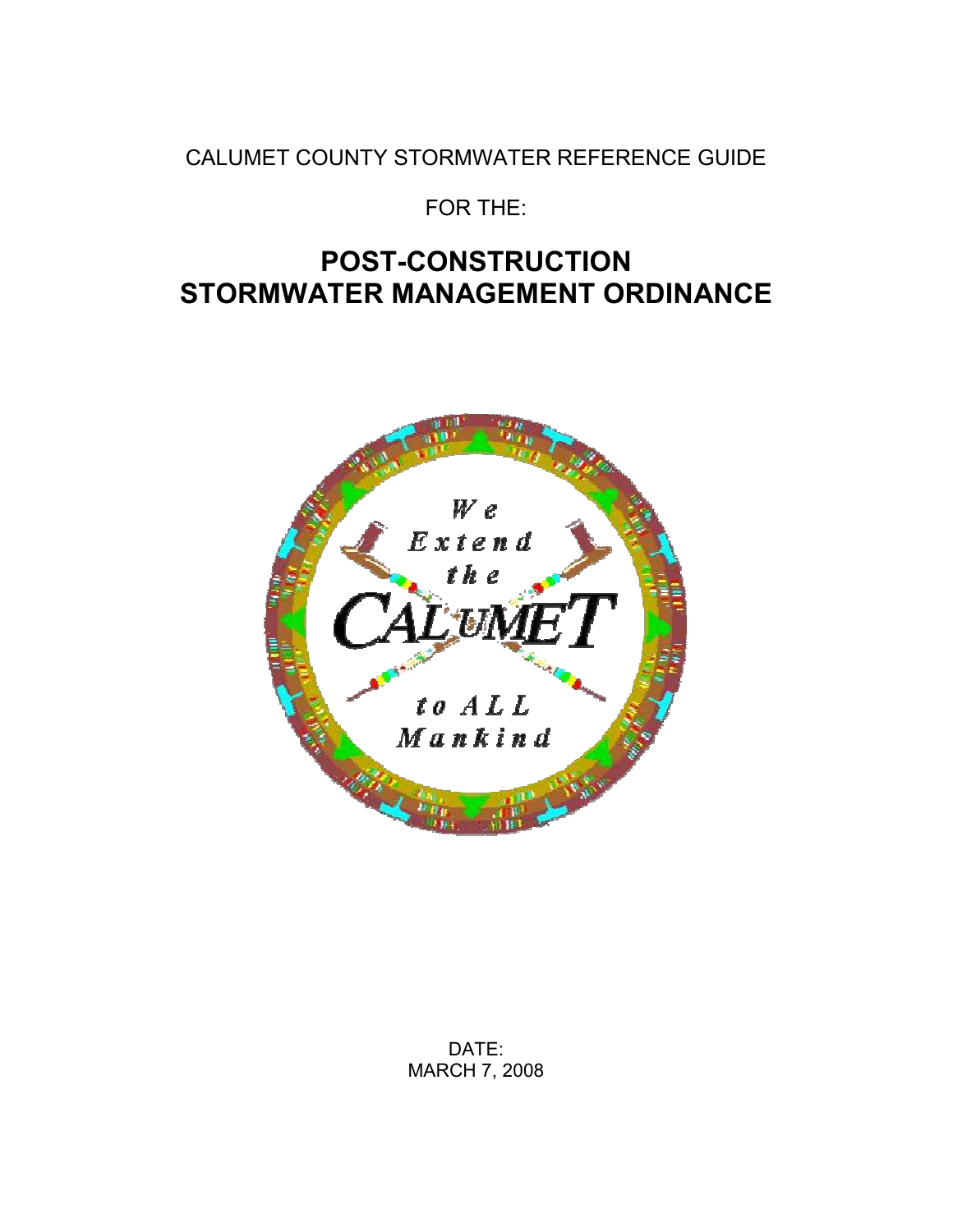CALUMET COUNTY STORMWATER REFERENCE GUIDE

FOR THE:

# POST-CONSTRUCTION STORMWATER MANAGEMENT ORDINANCE

DATE:
MARCH 7, 2008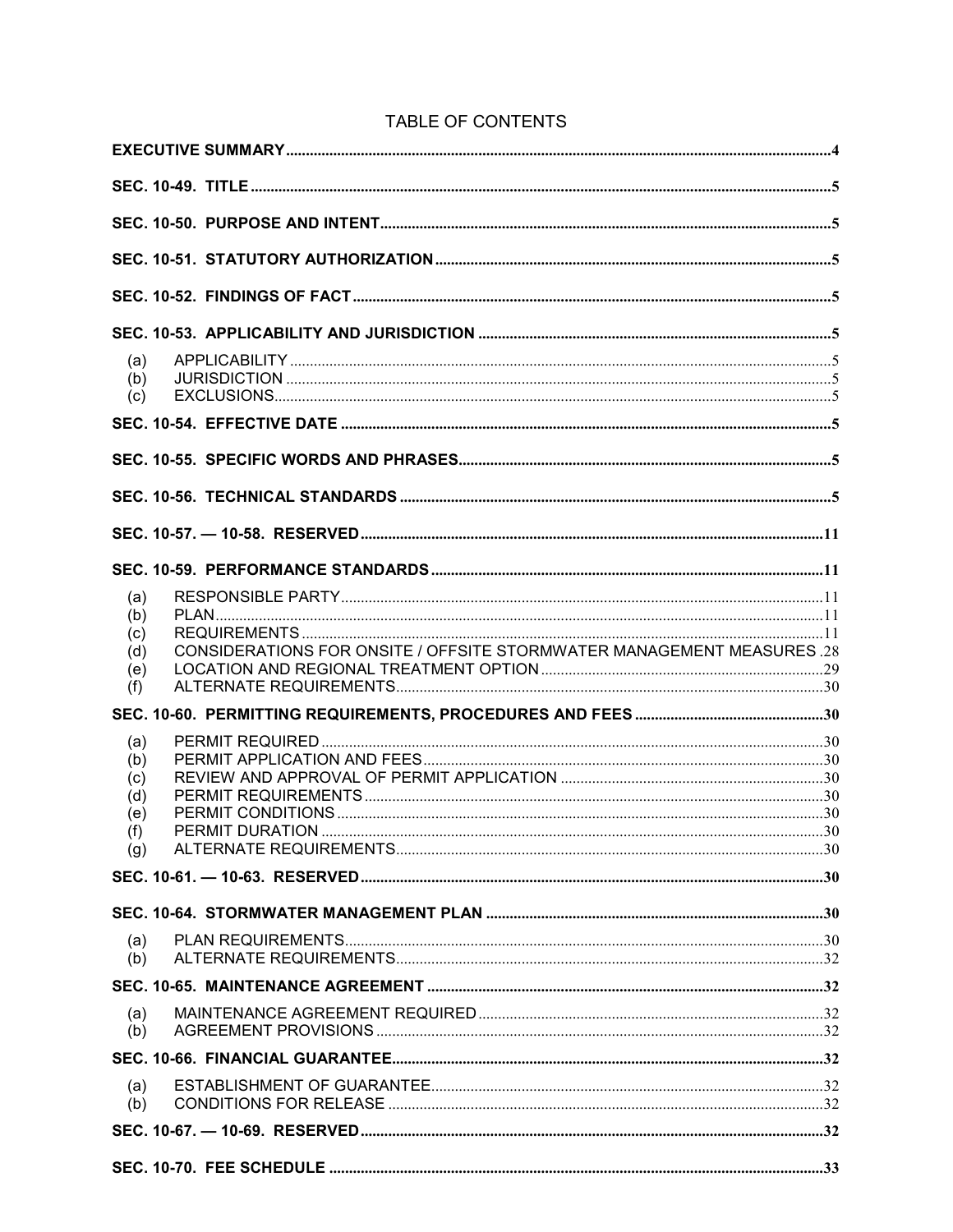# TABLE OF CONTENTS

**EXECUTIVE SUMMARY** .......... **4**

**SEC. 10-49. TITLE** .......... **5**

**SEC. 10-50. PURPOSE AND INTENT** .......... **5**

**SEC. 10-51. STATUTORY AUTHORIZATION** .......... **5**

**SEC. 10-52. FINDINGS OF FACT** .......... **5**

**SEC. 10-53. APPLICABILITY AND JURISDICTION** .......... **5**

- (a) APPLICABILITY .......... 5
- (b) JURISDICTION .......... 5
- (c) EXCLUSIONS .......... 5

**SEC. 10-54. EFFECTIVE DATE** .......... **5**

**SEC. 10-55. SPECIFIC WORDS AND PHRASES** .......... **5**

**SEC. 10-56. TECHNICAL STANDARDS** .......... **5**

**SEC. 10-57. — 10-58. RESERVED** .......... **11**

**SEC. 10-59. PERFORMANCE STANDARDS** .......... **11**

- (a) RESPONSIBLE PARTY .......... 11
- (b) PLAN .......... 11
- (c) REQUIREMENTS .......... 11
- (d) CONSIDERATIONS FOR ONSITE / OFFSITE STORMWATER MANAGEMENT MEASURES .. 28
- (e) LOCATION AND REGIONAL TREATMENT OPTION .......... 29
- (f) ALTERNATE REQUIREMENTS .......... 30

**SEC. 10-60. PERMITTING REQUIREMENTS, PROCEDURES AND FEES** .......... **30**

- (a) PERMIT REQUIRED .......... 30
- (b) PERMIT APPLICATION AND FEES .......... 30
- (c) REVIEW AND APPROVAL OF PERMIT APPLICATION .......... 30
- (d) PERMIT REQUIREMENTS .......... 30
- (e) PERMIT CONDITIONS .......... 30
- (f) PERMIT DURATION .......... 30
- (g) ALTERNATE REQUIREMENTS .......... 30

**SEC. 10-61. — 10-63. RESERVED** .......... **30**

**SEC. 10-64. STORMWATER MANAGEMENT PLAN** .......... **30**

- (a) PLAN REQUIREMENTS .......... 30
- (b) ALTERNATE REQUIREMENTS .......... 32

**SEC. 10-65. MAINTENANCE AGREEMENT** .......... **32**

- (a) MAINTENANCE AGREEMENT REQUIRED .......... 32
- (b) AGREEMENT PROVISIONS .......... 32

**SEC. 10-66. FINANCIAL GUARANTEE** .......... **32**

- (a) ESTABLISHMENT OF GUARANTEE .......... 32
- (b) CONDITIONS FOR RELEASE .......... 32

**SEC. 10-67. — 10-69. RESERVED** .......... **32**

**SEC. 10-70. FEE SCHEDULE** .......... **33**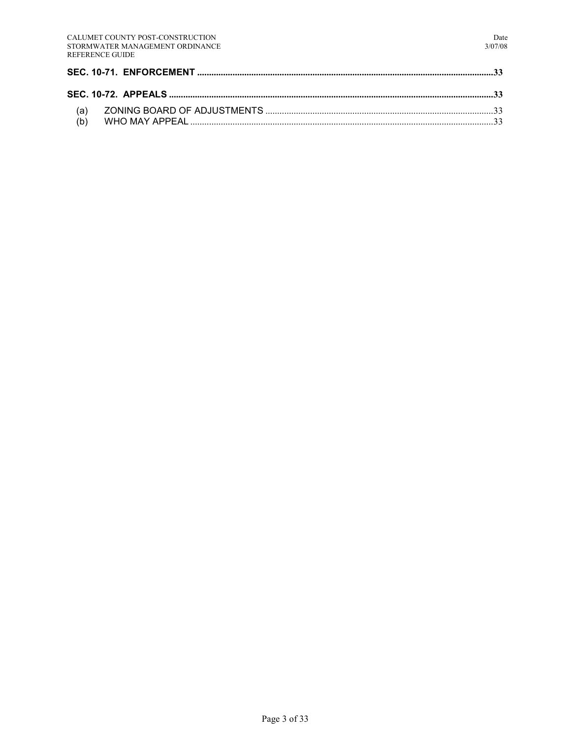**SEC. 10-71. ENFORCEMENT** ............................................................................................................................................33

**SEC. 10-72. APPEALS** ........................................................................................................................................................33

(a) ZONING BOARD OF ADJUSTMENTS ...............................................................................................33

(b) WHO MAY APPEAL ..............................................................................................................................33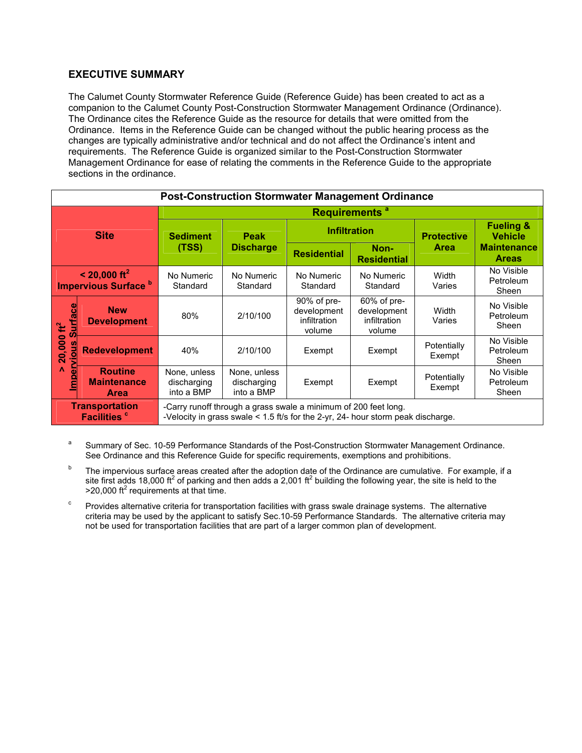## EXECUTIVE SUMMARY

The Calumet County Stormwater Reference Guide (Reference Guide) has been created to act as a companion to the Calumet County Post-Construction Stormwater Management Ordinance (Ordinance). The Ordinance cites the Reference Guide as the resource for details that were omitted from the Ordinance. Items in the Reference Guide can be changed without the public hearing process as the changes are typically administrative and/or technical and do not affect the Ordinance's intent and requirements. The Reference Guide is organized similar to the Post-Construction Stormwater Management Ordinance for ease of relating the comments in the Reference Guide to the appropriate sections in the ordinance.

| Post-Construction Stormwater Management Ordinance | | | | | | | |
|---|---|---|---|---|---|---|---|
| Site | | Requirements [a] | | | | | |
| | | Sediment (TSS) | Peak Discharge | Infiltration | | Protective Area | Fueling & Vehicle Maintenance Areas |
| | | | | Residential | Non-Residential | | |
| < 20,000 ft² Impervious Surface [b] | | No Numeric Standard | No Numeric Standard | No Numeric Standard | No Numeric Standard | Width Varies | No Visible Petroleum Sheen |
| > 20,000 ft² Impervious Surface | New Development | 80% | 2/10/100 | 90% of pre-development infiltration volume | 60% of pre-development infiltration volume | Width Varies | No Visible Petroleum Sheen |
| | Redevelopment | 40% | 2/10/100 | Exempt | Exempt | Potentially Exempt | No Visible Petroleum Sheen |
| | Routine Maintenance Area | None, unless discharging into a BMP | None, unless discharging into a BMP | Exempt | Exempt | Potentially Exempt | No Visible Petroleum Sheen |
| Transportation Facilities [c] | | -Carry runoff through a grass swale a minimum of 200 feet long.<br>-Velocity in grass swale < 1.5 ft/s for the 2-yr, 24- hour storm peak discharge. | | | | | |

[a] Summary of Sec. 10-59 Performance Standards of the Post-Construction Stormwater Management Ordinance. See Ordinance and this Reference Guide for specific requirements, exemptions and prohibitions.

[b] The impervious surface areas created after the adoption date of the Ordinance are cumulative. For example, if a site first adds 18,000 ft² of parking and then adds a 2,001 ft² building the following year, the site is held to the >20,000 ft² requirements at that time.

[c] Provides alternative criteria for transportation facilities with grass swale drainage systems. The alternative criteria may be used by the applicant to satisfy Sec.10-59 Performance Standards. The alternative criteria may not be used for transportation facilities that are part of a larger common plan of development.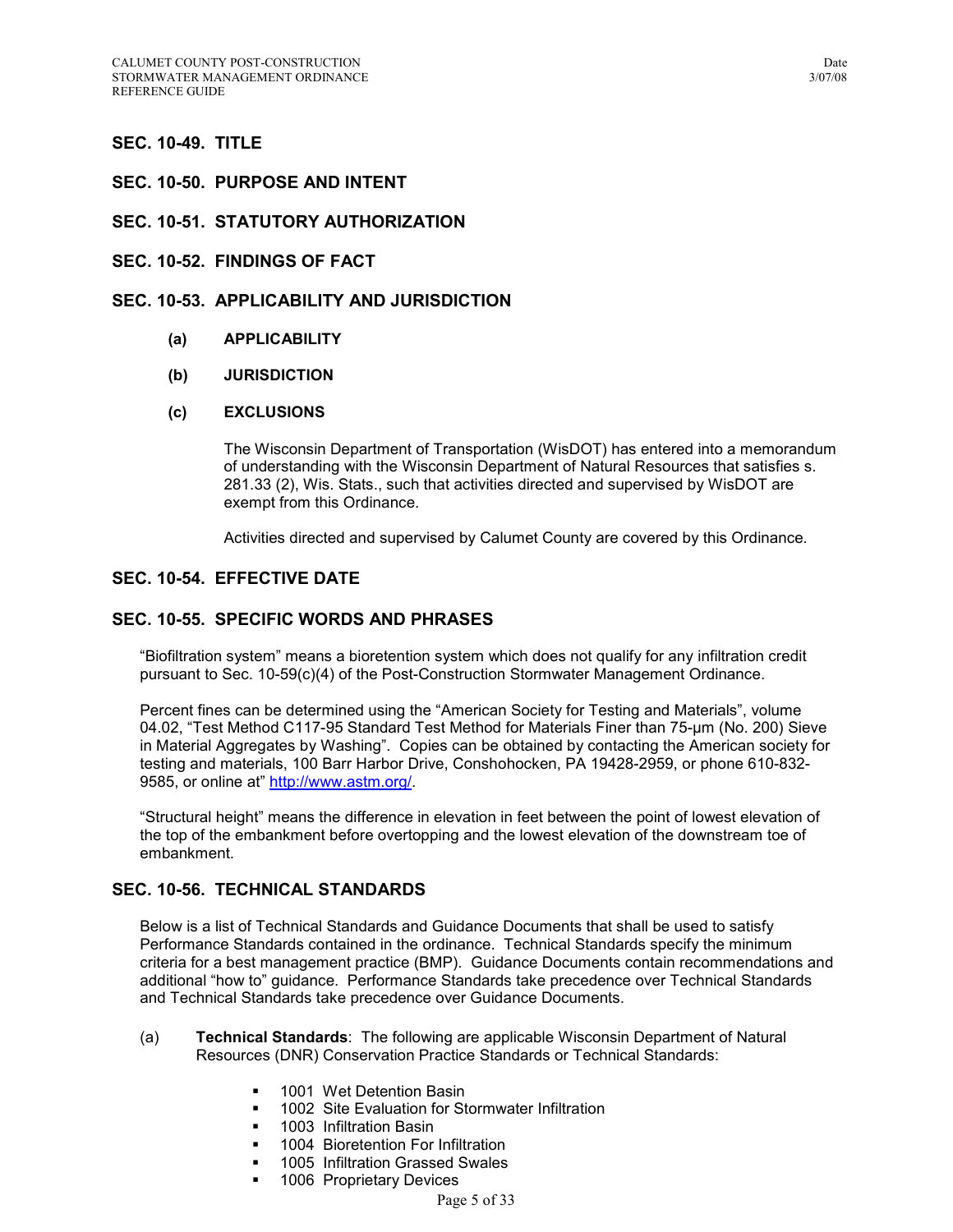## SEC. 10-49. TITLE

## SEC. 10-50. PURPOSE AND INTENT

## SEC. 10-51. STATUTORY AUTHORIZATION

## SEC. 10-52. FINDINGS OF FACT

## SEC. 10-53. APPLICABILITY AND JURISDICTION

### (a) APPLICABILITY

### (b) JURISDICTION

### (c) EXCLUSIONS

The Wisconsin Department of Transportation (WisDOT) has entered into a memorandum of understanding with the Wisconsin Department of Natural Resources that satisfies s. 281.33 (2), Wis. Stats., such that activities directed and supervised by WisDOT are exempt from this Ordinance.

Activities directed and supervised by Calumet County are covered by this Ordinance.

## SEC. 10-54. EFFECTIVE DATE

## SEC. 10-55. SPECIFIC WORDS AND PHRASES

"Biofiltration system" means a bioretention system which does not qualify for any infiltration credit pursuant to Sec. 10-59(c)(4) of the Post-Construction Stormwater Management Ordinance.

Percent fines can be determined using the "American Society for Testing and Materials", volume 04.02, "Test Method C117-95 Standard Test Method for Materials Finer than 75-µm (No. 200) Sieve in Material Aggregates by Washing". Copies can be obtained by contacting the American society for testing and materials, 100 Barr Harbor Drive, Conshohocken, PA 19428-2959, or phone 610-832-9585, or online at" http://www.astm.org/.

"Structural height" means the difference in elevation in feet between the point of lowest elevation of the top of the embankment before overtopping and the lowest elevation of the downstream toe of embankment.

## SEC. 10-56. TECHNICAL STANDARDS

Below is a list of Technical Standards and Guidance Documents that shall be used to satisfy Performance Standards contained in the ordinance. Technical Standards specify the minimum criteria for a best management practice (BMP). Guidance Documents contain recommendations and additional "how to" guidance. Performance Standards take precedence over Technical Standards and Technical Standards take precedence over Guidance Documents.

(a) **Technical Standards**: The following are applicable Wisconsin Department of Natural Resources (DNR) Conservation Practice Standards or Technical Standards:

- 1001 Wet Detention Basin
- 1002 Site Evaluation for Stormwater Infiltration
- 1003 Infiltration Basin
- 1004 Bioretention For Infiltration
- 1005 Infiltration Grassed Swales
- 1006 Proprietary Devices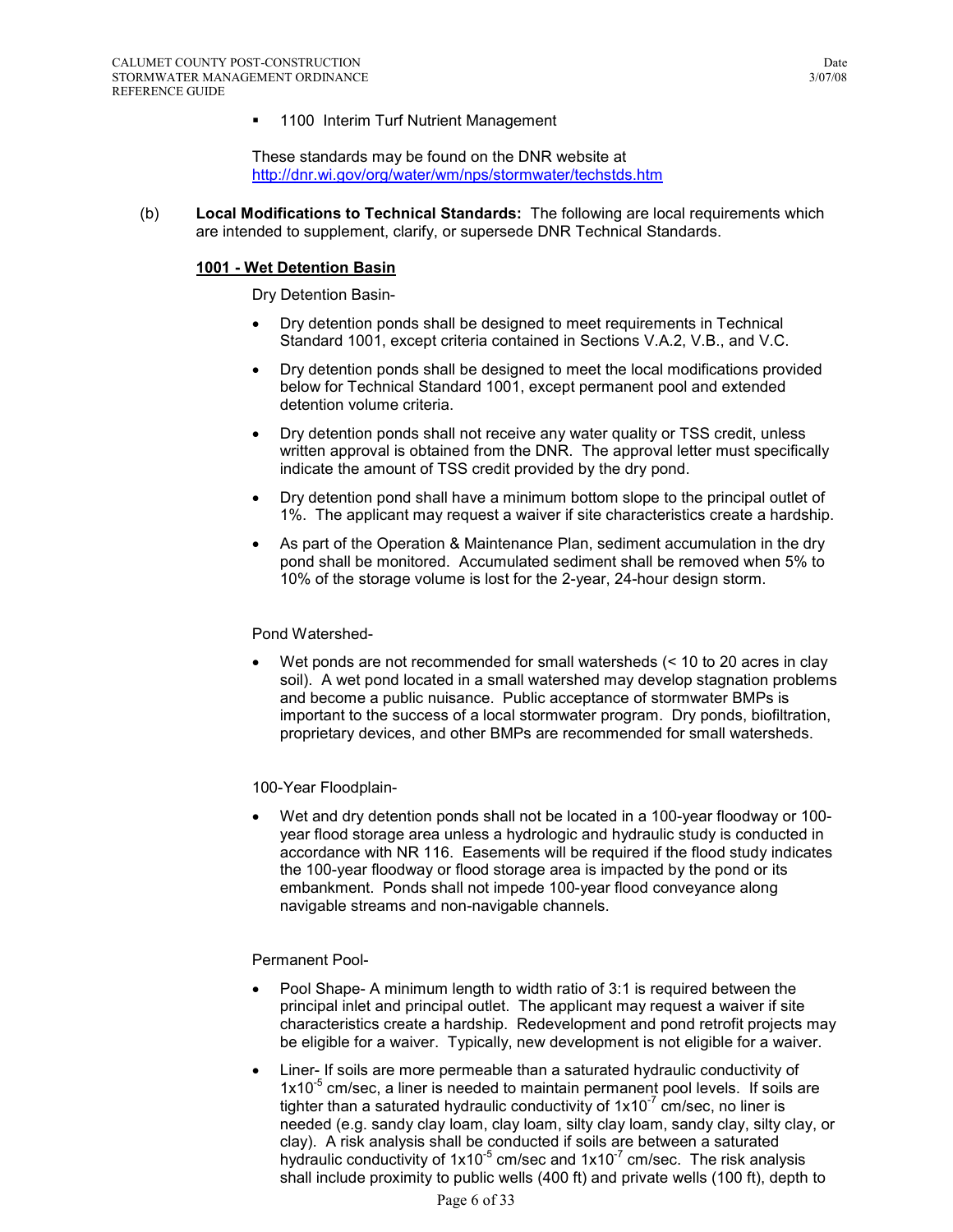- 1100 Interim Turf Nutrient Management

These standards may be found on the DNR website at http://dnr.wi.gov/org/water/wm/nps/stormwater/techstds.htm

(b) **Local Modifications to Technical Standards:** The following are local requirements which are intended to supplement, clarify, or supersede DNR Technical Standards.

**1001 - Wet Detention Basin**

Dry Detention Basin-

- Dry detention ponds shall be designed to meet requirements in Technical Standard 1001, except criteria contained in Sections V.A.2, V.B., and V.C.
- Dry detention ponds shall be designed to meet the local modifications provided below for Technical Standard 1001, except permanent pool and extended detention volume criteria.
- Dry detention ponds shall not receive any water quality or TSS credit, unless written approval is obtained from the DNR. The approval letter must specifically indicate the amount of TSS credit provided by the dry pond.
- Dry detention pond shall have a minimum bottom slope to the principal outlet of 1%. The applicant may request a waiver if site characteristics create a hardship.
- As part of the Operation & Maintenance Plan, sediment accumulation in the dry pond shall be monitored. Accumulated sediment shall be removed when 5% to 10% of the storage volume is lost for the 2-year, 24-hour design storm.

Pond Watershed-

- Wet ponds are not recommended for small watersheds (< 10 to 20 acres in clay soil). A wet pond located in a small watershed may develop stagnation problems and become a public nuisance. Public acceptance of stormwater BMPs is important to the success of a local stormwater program. Dry ponds, biofiltration, proprietary devices, and other BMPs are recommended for small watersheds.

100-Year Floodplain-

- Wet and dry detention ponds shall not be located in a 100-year floodway or 100-year flood storage area unless a hydrologic and hydraulic study is conducted in accordance with NR 116. Easements will be required if the flood study indicates the 100-year floodway or flood storage area is impacted by the pond or its embankment. Ponds shall not impede 100-year flood conveyance along navigable streams and non-navigable channels.

Permanent Pool-

- Pool Shape- A minimum length to width ratio of 3:1 is required between the principal inlet and principal outlet. The applicant may request a waiver if site characteristics create a hardship. Redevelopment and pond retrofit projects may be eligible for a waiver. Typically, new development is not eligible for a waiver.
- Liner- If soils are more permeable than a saturated hydraulic conductivity of $1 \times 10^{-5}$ cm/sec, a liner is needed to maintain permanent pool levels. If soils are tighter than a saturated hydraulic conductivity of $1 \times 10^{-7}$ cm/sec, no liner is needed (e.g. sandy clay loam, clay loam, silty clay loam, sandy clay, silty clay, or clay). A risk analysis shall be conducted if soils are between a saturated hydraulic conductivity of $1 \times 10^{-5}$ cm/sec and $1 \times 10^{-7}$ cm/sec. The risk analysis shall include proximity to public wells (400 ft) and private wells (100 ft), depth to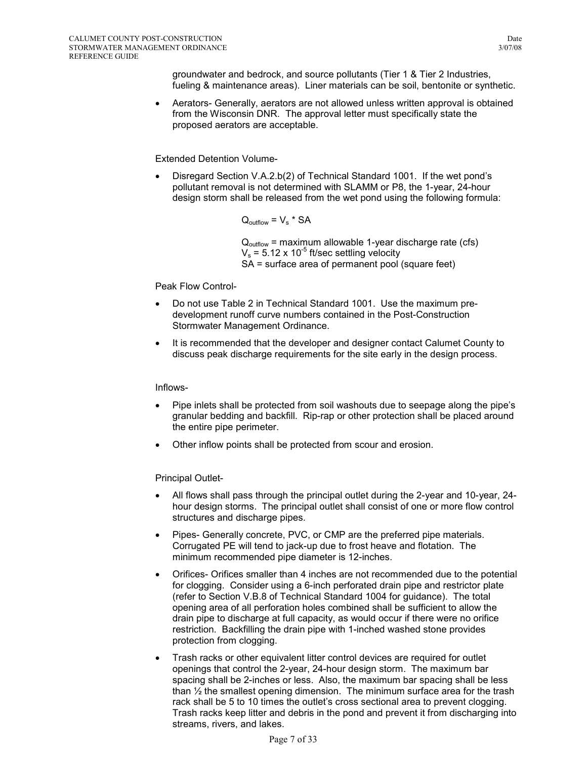groundwater and bedrock, and source pollutants (Tier 1 & Tier 2 Industries, fueling & maintenance areas). Liner materials can be soil, bentonite or synthetic.

- Aerators- Generally, aerators are not allowed unless written approval is obtained from the Wisconsin DNR. The approval letter must specifically state the proposed aerators are acceptable.

Extended Detention Volume-

- Disregard Section V.A.2.b(2) of Technical Standard 1001. If the wet pond's pollutant removal is not determined with SLAMM or P8, the 1-year, 24-hour design storm shall be released from the wet pond using the following formula:

$$Q_{outflow} = V_s * SA$$

$Q_{outflow}$ = maximum allowable 1-year discharge rate (cfs)
$V_s = 5.12 \times 10^{-5}$ ft/sec settling velocity
SA = surface area of permanent pool (square feet)

Peak Flow Control-

- Do not use Table 2 in Technical Standard 1001. Use the maximum pre-development runoff curve numbers contained in the Post-Construction Stormwater Management Ordinance.
- It is recommended that the developer and designer contact Calumet County to discuss peak discharge requirements for the site early in the design process.

Inflows-

- Pipe inlets shall be protected from soil washouts due to seepage along the pipe's granular bedding and backfill. Rip-rap or other protection shall be placed around the entire pipe perimeter.
- Other inflow points shall be protected from scour and erosion.

Principal Outlet-

- All flows shall pass through the principal outlet during the 2-year and 10-year, 24-hour design storms. The principal outlet shall consist of one or more flow control structures and discharge pipes.
- Pipes- Generally concrete, PVC, or CMP are the preferred pipe materials. Corrugated PE will tend to jack-up due to frost heave and flotation. The minimum recommended pipe diameter is 12-inches.
- Orifices- Orifices smaller than 4 inches are not recommended due to the potential for clogging. Consider using a 6-inch perforated drain pipe and restrictor plate (refer to Section V.B.8 of Technical Standard 1004 for guidance). The total opening area of all perforation holes combined shall be sufficient to allow the drain pipe to discharge at full capacity, as would occur if there were no orifice restriction. Backfilling the drain pipe with 1-inched washed stone provides protection from clogging.
- Trash racks or other equivalent litter control devices are required for outlet openings that control the 2-year, 24-hour design storm. The maximum bar spacing shall be 2-inches or less. Also, the maximum bar spacing shall be less than ½ the smallest opening dimension. The minimum surface area for the trash rack shall be 5 to 10 times the outlet's cross sectional area to prevent clogging. Trash racks keep litter and debris in the pond and prevent it from discharging into streams, rivers, and lakes.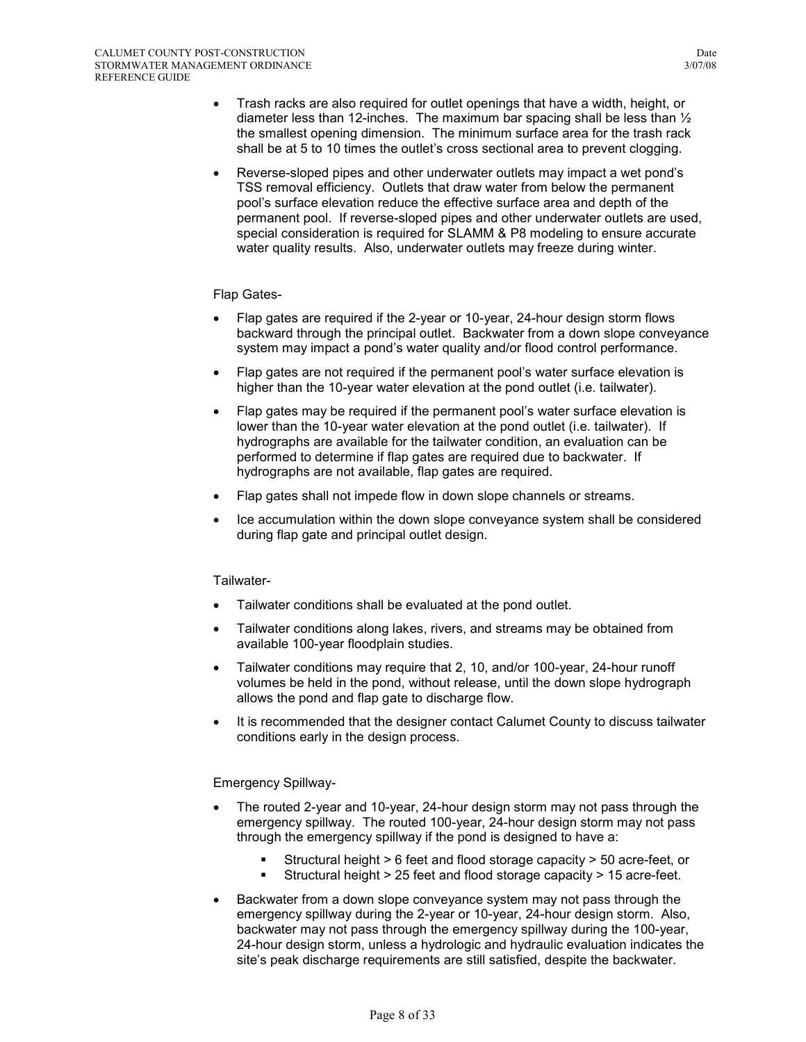- Trash racks are also required for outlet openings that have a width, height, or diameter less than 12-inches. The maximum bar spacing shall be less than ½ the smallest opening dimension. The minimum surface area for the trash rack shall be at 5 to 10 times the outlet's cross sectional area to prevent clogging.
- Reverse-sloped pipes and other underwater outlets may impact a wet pond's TSS removal efficiency. Outlets that draw water from below the permanent pool's surface elevation reduce the effective surface area and depth of the permanent pool. If reverse-sloped pipes and other underwater outlets are used, special consideration is required for SLAMM & P8 modeling to ensure accurate water quality results. Also, underwater outlets may freeze during winter.

Flap Gates-

- Flap gates are required if the 2-year or 10-year, 24-hour design storm flows backward through the principal outlet. Backwater from a down slope conveyance system may impact a pond's water quality and/or flood control performance.
- Flap gates are not required if the permanent pool's water surface elevation is higher than the 10-year water elevation at the pond outlet (i.e. tailwater).
- Flap gates may be required if the permanent pool's water surface elevation is lower than the 10-year water elevation at the pond outlet (i.e. tailwater). If hydrographs are available for the tailwater condition, an evaluation can be performed to determine if flap gates are required due to backwater. If hydrographs are not available, flap gates are required.
- Flap gates shall not impede flow in down slope channels or streams.
- Ice accumulation within the down slope conveyance system shall be considered during flap gate and principal outlet design.

Tailwater-

- Tailwater conditions shall be evaluated at the pond outlet.
- Tailwater conditions along lakes, rivers, and streams may be obtained from available 100-year floodplain studies.
- Tailwater conditions may require that 2, 10, and/or 100-year, 24-hour runoff volumes be held in the pond, without release, until the down slope hydrograph allows the pond and flap gate to discharge flow.
- It is recommended that the designer contact Calumet County to discuss tailwater conditions early in the design process.

Emergency Spillway-

- The routed 2-year and 10-year, 24-hour design storm may not pass through the emergency spillway. The routed 100-year, 24-hour design storm may not pass through the emergency spillway if the pond is designed to have a:
  - Structural height > 6 feet and flood storage capacity > 50 acre-feet, or
  - Structural height > 25 feet and flood storage capacity > 15 acre-feet.
- Backwater from a down slope conveyance system may not pass through the emergency spillway during the 2-year or 10-year, 24-hour design storm. Also, backwater may not pass through the emergency spillway during the 100-year, 24-hour design storm, unless a hydrologic and hydraulic evaluation indicates the site's peak discharge requirements are still satisfied, despite the backwater.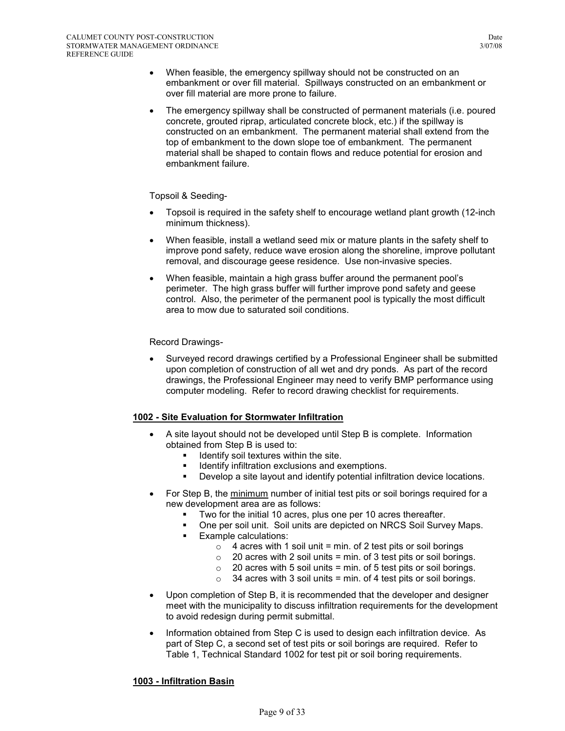- When feasible, the emergency spillway should not be constructed on an embankment or over fill material. Spillways constructed on an embankment or over fill material are more prone to failure.
- The emergency spillway shall be constructed of permanent materials (i.e. poured concrete, grouted riprap, articulated concrete block, etc.) if the spillway is constructed on an embankment. The permanent material shall extend from the top of embankment to the down slope toe of embankment. The permanent material shall be shaped to contain flows and reduce potential for erosion and embankment failure.

Topsoil & Seeding-

- Topsoil is required in the safety shelf to encourage wetland plant growth (12-inch minimum thickness).
- When feasible, install a wetland seed mix or mature plants in the safety shelf to improve pond safety, reduce wave erosion along the shoreline, improve pollutant removal, and discourage geese residence. Use non-invasive species.
- When feasible, maintain a high grass buffer around the permanent pool's perimeter. The high grass buffer will further improve pond safety and geese control. Also, the perimeter of the permanent pool is typically the most difficult area to mow due to saturated soil conditions.

Record Drawings-

- Surveyed record drawings certified by a Professional Engineer shall be submitted upon completion of construction of all wet and dry ponds. As part of the record drawings, the Professional Engineer may need to verify BMP performance using computer modeling. Refer to record drawing checklist for requirements.

## 1002 - Site Evaluation for Stormwater Infiltration

- A site layout should not be developed until Step B is complete. Information obtained from Step B is used to:
  - Identify soil textures within the site.
  - Identify infiltration exclusions and exemptions.
  - Develop a site layout and identify potential infiltration device locations.
- For Step B, the minimum number of initial test pits or soil borings required for a new development area are as follows:
  - Two for the initial 10 acres, plus one per 10 acres thereafter.
  - One per soil unit. Soil units are depicted on NRCS Soil Survey Maps.
  - Example calculations:
    - 4 acres with 1 soil unit = min. of 2 test pits or soil borings
    - 20 acres with 2 soil units = min. of 3 test pits or soil borings.
    - 20 acres with 5 soil units = min. of 5 test pits or soil borings.
    - 34 acres with 3 soil units = min. of 4 test pits or soil borings.
- Upon completion of Step B, it is recommended that the developer and designer meet with the municipality to discuss infiltration requirements for the development to avoid redesign during permit submittal.
- Information obtained from Step C is used to design each infiltration device. As part of Step C, a second set of test pits or soil borings are required. Refer to Table 1, Technical Standard 1002 for test pit or soil boring requirements.

## 1003 - Infiltration Basin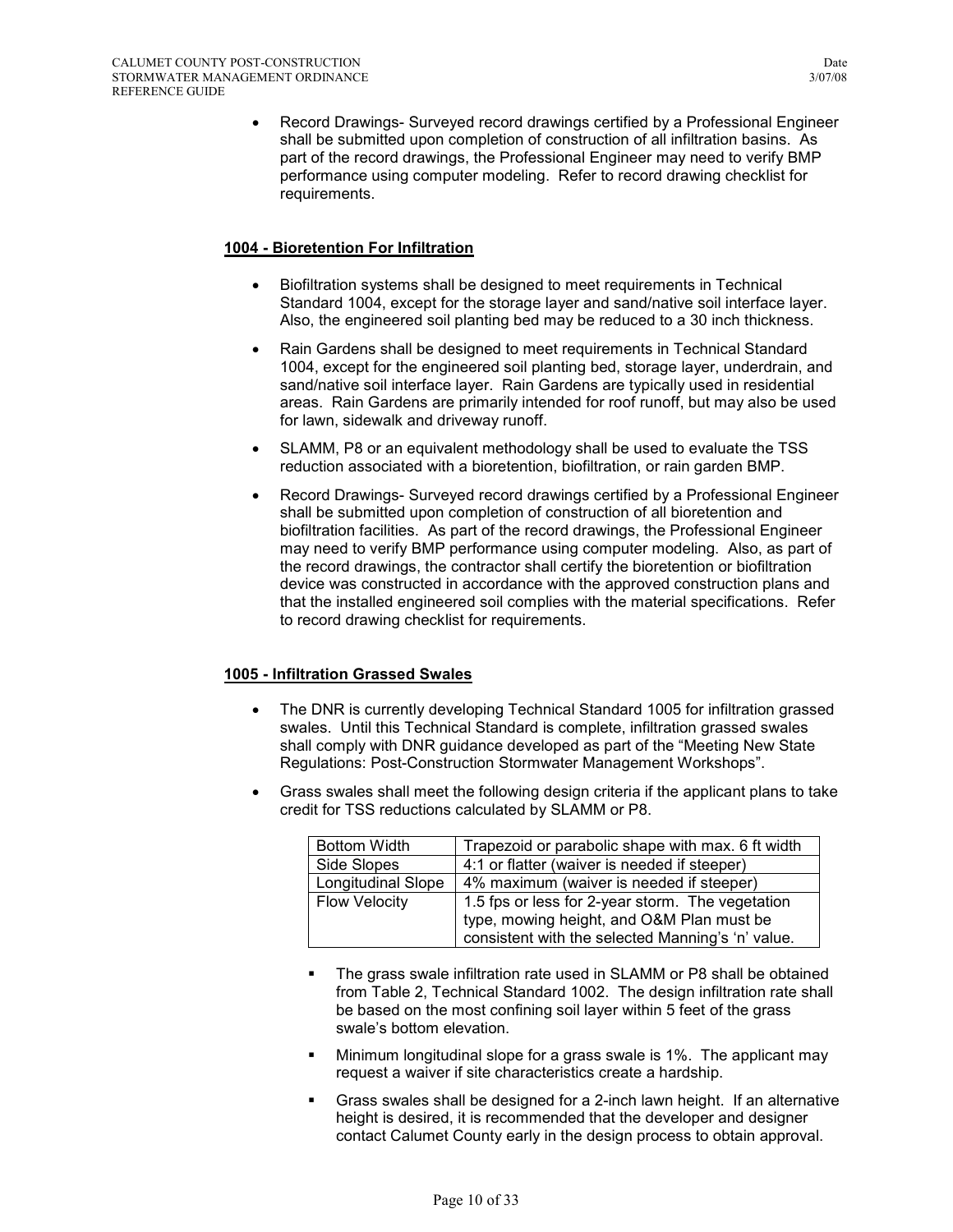- Record Drawings- Surveyed record drawings certified by a Professional Engineer shall be submitted upon completion of construction of all infiltration basins. As part of the record drawings, the Professional Engineer may need to verify BMP performance using computer modeling. Refer to record drawing checklist for requirements.

**1004 - Bioretention For Infiltration**

- Biofiltration systems shall be designed to meet requirements in Technical Standard 1004, except for the storage layer and sand/native soil interface layer. Also, the engineered soil planting bed may be reduced to a 30 inch thickness.
- Rain Gardens shall be designed to meet requirements in Technical Standard 1004, except for the engineered soil planting bed, storage layer, underdrain, and sand/native soil interface layer. Rain Gardens are typically used in residential areas. Rain Gardens are primarily intended for roof runoff, but may also be used for lawn, sidewalk and driveway runoff.
- SLAMM, P8 or an equivalent methodology shall be used to evaluate the TSS reduction associated with a bioretention, biofiltration, or rain garden BMP.
- Record Drawings- Surveyed record drawings certified by a Professional Engineer shall be submitted upon completion of construction of all bioretention and biofiltration facilities. As part of the record drawings, the Professional Engineer may need to verify BMP performance using computer modeling. Also, as part of the record drawings, the contractor shall certify the bioretention or biofiltration device was constructed in accordance with the approved construction plans and that the installed engineered soil complies with the material specifications. Refer to record drawing checklist for requirements.

**1005 - Infiltration Grassed Swales**

- The DNR is currently developing Technical Standard 1005 for infiltration grassed swales. Until this Technical Standard is complete, infiltration grassed swales shall comply with DNR guidance developed as part of the "Meeting New State Regulations: Post-Construction Stormwater Management Workshops".
- Grass swales shall meet the following design criteria if the applicant plans to take credit for TSS reductions calculated by SLAMM or P8.

| Bottom Width | Trapezoid or parabolic shape with max. 6 ft width |
|---|---|
| Side Slopes | 4:1 or flatter (waiver is needed if steeper) |
| Longitudinal Slope | 4% maximum (waiver is needed if steeper) |
| Flow Velocity | 1.5 fps or less for 2-year storm. The vegetation type, mowing height, and O&M Plan must be consistent with the selected Manning's 'n' value. |

  - The grass swale infiltration rate used in SLAMM or P8 shall be obtained from Table 2, Technical Standard 1002. The design infiltration rate shall be based on the most confining soil layer within 5 feet of the grass swale's bottom elevation.
  - Minimum longitudinal slope for a grass swale is 1%. The applicant may request a waiver if site characteristics create a hardship.
  - Grass swales shall be designed for a 2-inch lawn height. If an alternative height is desired, it is recommended that the developer and designer contact Calumet County early in the design process to obtain approval.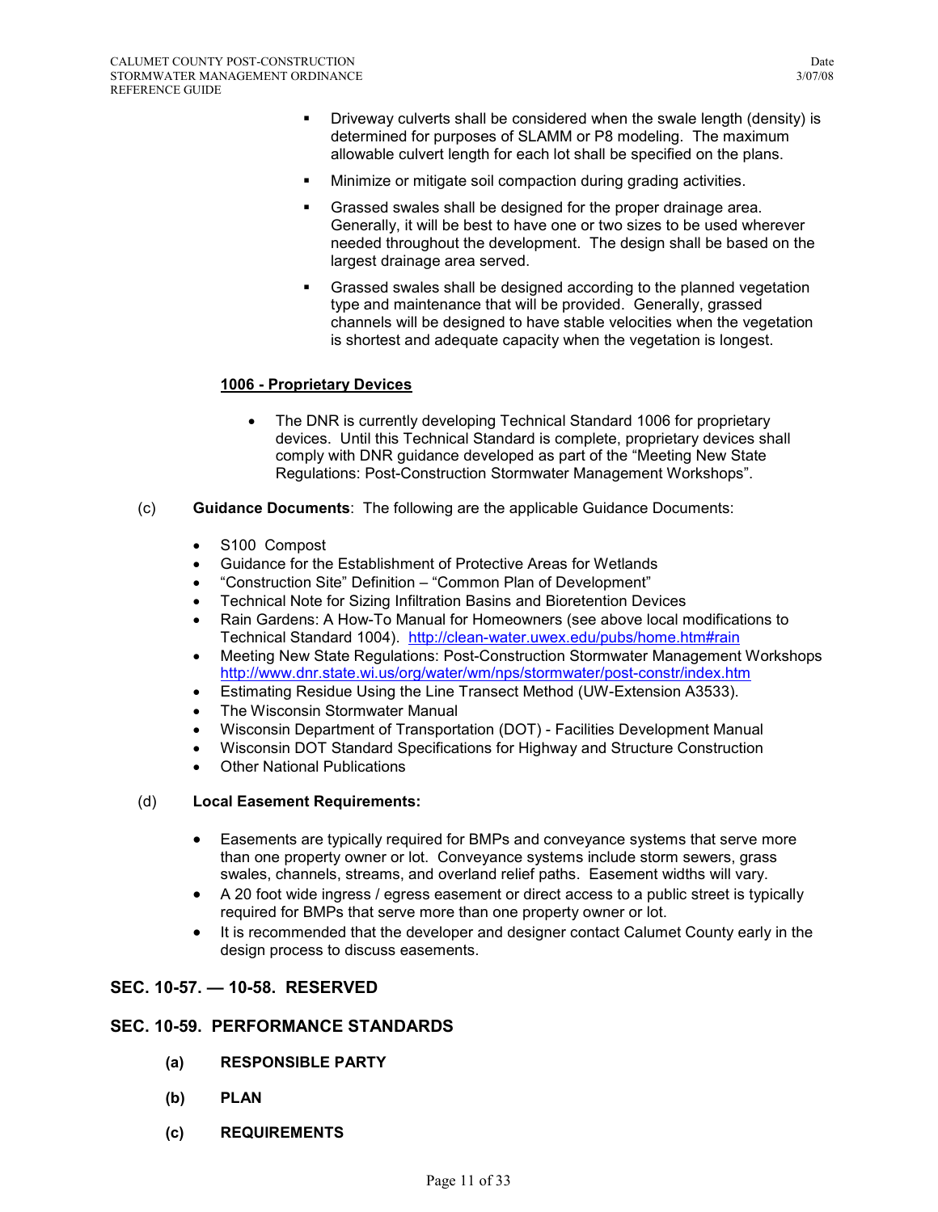- Driveway culverts shall be considered when the swale length (density) is determined for purposes of SLAMM or P8 modeling. The maximum allowable culvert length for each lot shall be specified on the plans.
- Minimize or mitigate soil compaction during grading activities.
- Grassed swales shall be designed for the proper drainage area. Generally, it will be best to have one or two sizes to be used wherever needed throughout the development. The design shall be based on the largest drainage area served.
- Grassed swales shall be designed according to the planned vegetation type and maintenance that will be provided. Generally, grassed channels will be designed to have stable velocities when the vegetation is shortest and adequate capacity when the vegetation is longest.

**1006 - Proprietary Devices**

- The DNR is currently developing Technical Standard 1006 for proprietary devices. Until this Technical Standard is complete, proprietary devices shall comply with DNR guidance developed as part of the "Meeting New State Regulations: Post-Construction Stormwater Management Workshops".

(c) **Guidance Documents**: The following are the applicable Guidance Documents:

- S100 Compost
- Guidance for the Establishment of Protective Areas for Wetlands
- "Construction Site" Definition – "Common Plan of Development"
- Technical Note for Sizing Infiltration Basins and Bioretention Devices
- Rain Gardens: A How-To Manual for Homeowners (see above local modifications to Technical Standard 1004). http://clean-water.uwex.edu/pubs/home.htm#rain
- Meeting New State Regulations: Post-Construction Stormwater Management Workshops http://www.dnr.state.wi.us/org/water/wm/nps/stormwater/post-constr/index.htm
- Estimating Residue Using the Line Transect Method (UW-Extension A3533).
- The Wisconsin Stormwater Manual
- Wisconsin Department of Transportation (DOT) - Facilities Development Manual
- Wisconsin DOT Standard Specifications for Highway and Structure Construction
- Other National Publications

(d) **Local Easement Requirements:**

- Easements are typically required for BMPs and conveyance systems that serve more than one property owner or lot. Conveyance systems include storm sewers, grass swales, channels, streams, and overland relief paths. Easement widths will vary.
- A 20 foot wide ingress / egress easement or direct access to a public street is typically required for BMPs that serve more than one property owner or lot.
- It is recommended that the developer and designer contact Calumet County early in the design process to discuss easements.

## SEC. 10-57. — 10-58. RESERVED

## SEC. 10-59. PERFORMANCE STANDARDS

**(a) RESPONSIBLE PARTY**

**(b) PLAN**

**(c) REQUIREMENTS**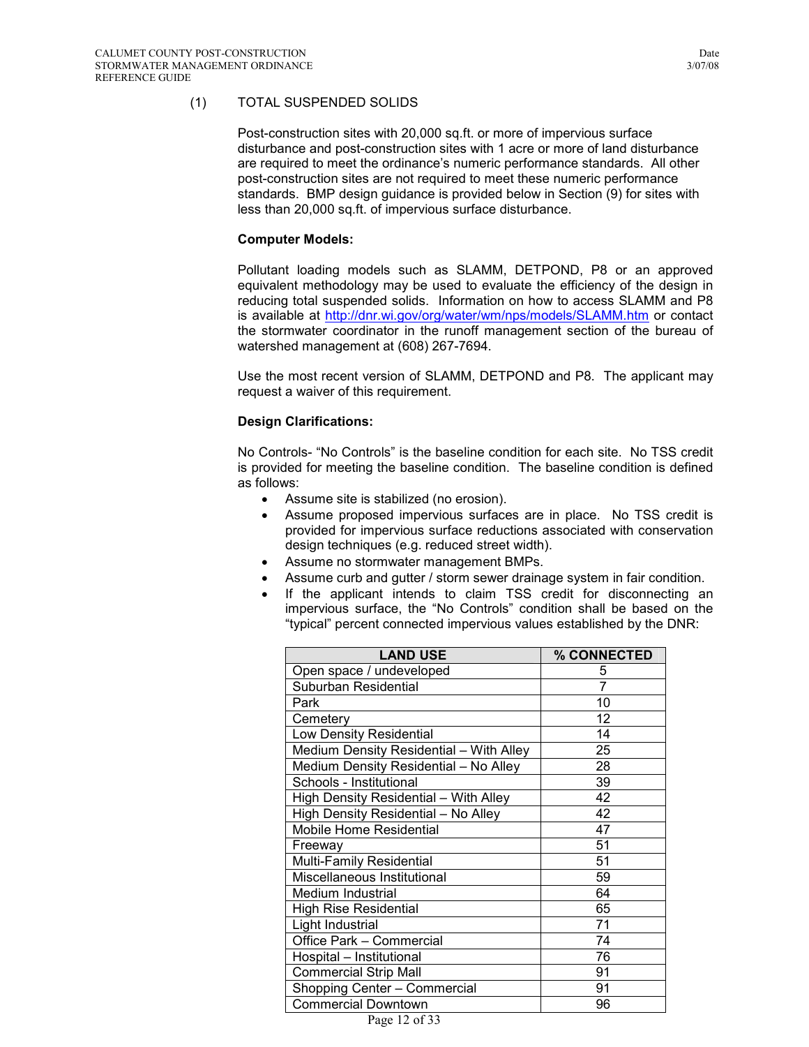(1) TOTAL SUSPENDED SOLIDS

Post-construction sites with 20,000 sq.ft. or more of impervious surface disturbance and post-construction sites with 1 acre or more of land disturbance are required to meet the ordinance's numeric performance standards. All other post-construction sites are not required to meet these numeric performance standards. BMP design guidance is provided below in Section (9) for sites with less than 20,000 sq.ft. of impervious surface disturbance.

**Computer Models:**

Pollutant loading models such as SLAMM, DETPOND, P8 or an approved equivalent methodology may be used to evaluate the efficiency of the design in reducing total suspended solids. Information on how to access SLAMM and P8 is available at http://dnr.wi.gov/org/water/wm/nps/models/SLAMM.htm or contact the stormwater coordinator in the runoff management section of the bureau of watershed management at (608) 267-7694.

Use the most recent version of SLAMM, DETPOND and P8. The applicant may request a waiver of this requirement.

**Design Clarifications:**

No Controls- "No Controls" is the baseline condition for each site. No TSS credit is provided for meeting the baseline condition. The baseline condition is defined as follows:

- Assume site is stabilized (no erosion).
- Assume proposed impervious surfaces are in place. No TSS credit is provided for impervious surface reductions associated with conservation design techniques (e.g. reduced street width).
- Assume no stormwater management BMPs.
- Assume curb and gutter / storm sewer drainage system in fair condition.
- If the applicant intends to claim TSS credit for disconnecting an impervious surface, the "No Controls" condition shall be based on the "typical" percent connected impervious values established by the DNR:

| LAND USE | % CONNECTED |
|---|---|
| Open space / undeveloped | 5 |
| Suburban Residential | 7 |
| Park | 10 |
| Cemetery | 12 |
| Low Density Residential | 14 |
| Medium Density Residential – With Alley | 25 |
| Medium Density Residential – No Alley | 28 |
| Schools - Institutional | 39 |
| High Density Residential – With Alley | 42 |
| High Density Residential – No Alley | 42 |
| Mobile Home Residential | 47 |
| Freeway | 51 |
| Multi-Family Residential | 51 |
| Miscellaneous Institutional | 59 |
| Medium Industrial | 64 |
| High Rise Residential | 65 |
| Light Industrial | 71 |
| Office Park – Commercial | 74 |
| Hospital – Institutional | 76 |
| Commercial Strip Mall | 91 |
| Shopping Center – Commercial | 91 |
| Commercial Downtown | 96 |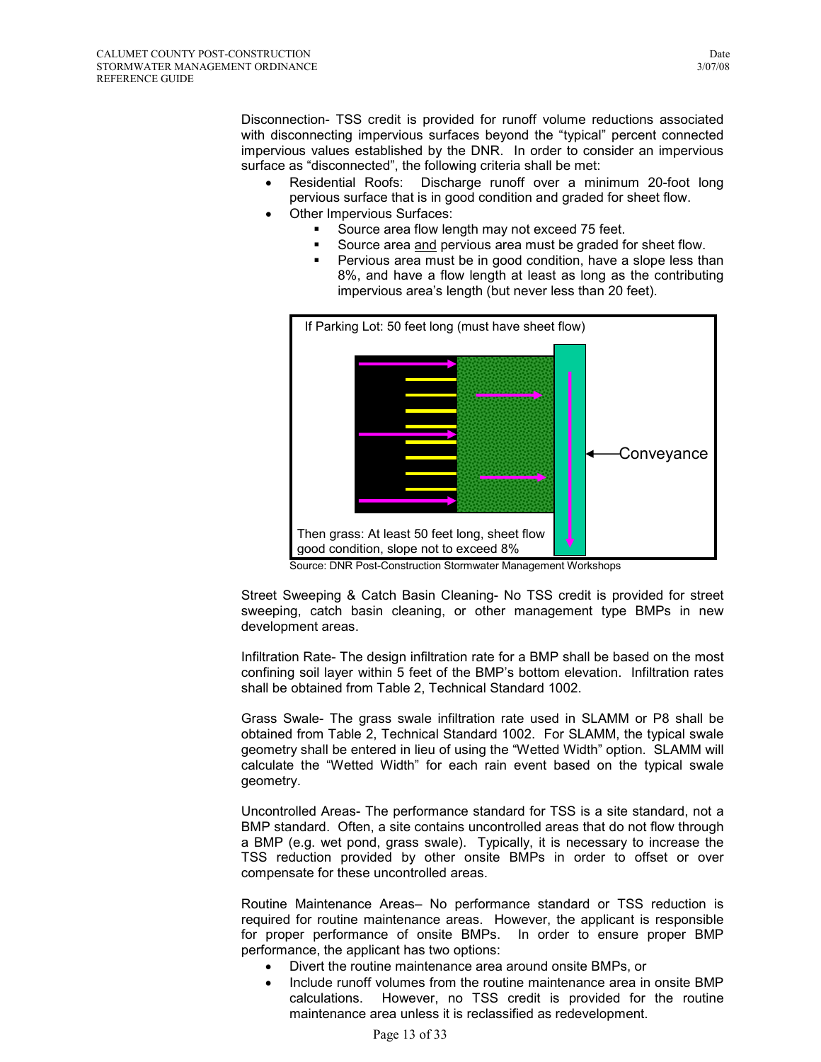Disconnection- TSS credit is provided for runoff volume reductions associated with disconnecting impervious surfaces beyond the "typical" percent connected impervious values established by the DNR. In order to consider an impervious surface as "disconnected", the following criteria shall be met:

- Residential Roofs: Discharge runoff over a minimum 20-foot long pervious surface that is in good condition and graded for sheet flow.
- Other Impervious Surfaces:
  - Source area flow length may not exceed 75 feet.
  - Source area and pervious area must be graded for sheet flow.
  - Pervious area must be in good condition, have a slope less than 8%, and have a flow length at least as long as the contributing impervious area's length (but never less than 20 feet).

If Parking Lot: 50 feet long (must have sheet flow)

Conveyance

Then grass: At least 50 feet long, sheet flow good condition, slope not to exceed 8%

Source: DNR Post-Construction Stormwater Management Workshops

Street Sweeping & Catch Basin Cleaning- No TSS credit is provided for street sweeping, catch basin cleaning, or other management type BMPs in new development areas.

Infiltration Rate- The design infiltration rate for a BMP shall be based on the most confining soil layer within 5 feet of the BMP's bottom elevation. Infiltration rates shall be obtained from Table 2, Technical Standard 1002.

Grass Swale- The grass swale infiltration rate used in SLAMM or P8 shall be obtained from Table 2, Technical Standard 1002. For SLAMM, the typical swale geometry shall be entered in lieu of using the "Wetted Width" option. SLAMM will calculate the "Wetted Width" for each rain event based on the typical swale geometry.

Uncontrolled Areas- The performance standard for TSS is a site standard, not a BMP standard. Often, a site contains uncontrolled areas that do not flow through a BMP (e.g. wet pond, grass swale). Typically, it is necessary to increase the TSS reduction provided by other onsite BMPs in order to offset or over compensate for these uncontrolled areas.

Routine Maintenance Areas– No performance standard or TSS reduction is required for routine maintenance areas. However, the applicant is responsible for proper performance of onsite BMPs. In order to ensure proper BMP performance, the applicant has two options:

- Divert the routine maintenance area around onsite BMPs, or
- Include runoff volumes from the routine maintenance area in onsite BMP calculations. However, no TSS credit is provided for the routine maintenance area unless it is reclassified as redevelopment.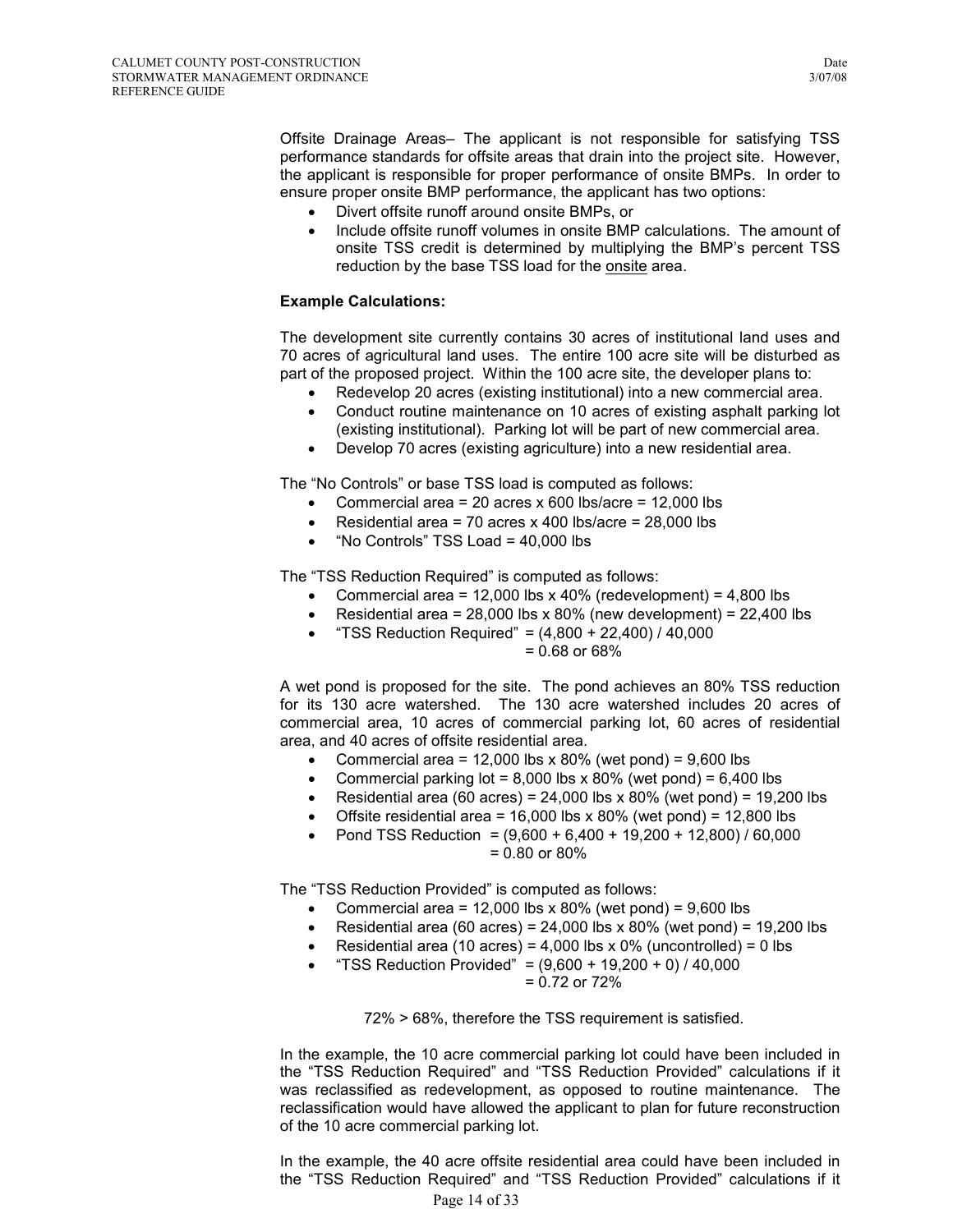Offsite Drainage Areas– The applicant is not responsible for satisfying TSS performance standards for offsite areas that drain into the project site. However, the applicant is responsible for proper performance of onsite BMPs. In order to ensure proper onsite BMP performance, the applicant has two options:

- Divert offsite runoff around onsite BMPs, or
- Include offsite runoff volumes in onsite BMP calculations. The amount of onsite TSS credit is determined by multiplying the BMP's percent TSS reduction by the base TSS load for the <u>onsite</u> area.

**Example Calculations:**

The development site currently contains 30 acres of institutional land uses and 70 acres of agricultural land uses. The entire 100 acre site will be disturbed as part of the proposed project. Within the 100 acre site, the developer plans to:

- Redevelop 20 acres (existing institutional) into a new commercial area.
- Conduct routine maintenance on 10 acres of existing asphalt parking lot (existing institutional). Parking lot will be part of new commercial area.
- Develop 70 acres (existing agriculture) into a new residential area.

The "No Controls" or base TSS load is computed as follows:

- Commercial area = 20 acres x 600 lbs/acre = 12,000 lbs
- Residential area = 70 acres x 400 lbs/acre = 28,000 lbs
- "No Controls" TSS Load = 40,000 lbs

The "TSS Reduction Required" is computed as follows:

- Commercial area = 12,000 lbs x 40% (redevelopment) = 4,800 lbs
- Residential area = 28,000 lbs x 80% (new development) = 22,400 lbs
- "TSS Reduction Required" = (4,800 + 22,400) / 40,000
  = 0.68 or 68%

A wet pond is proposed for the site. The pond achieves an 80% TSS reduction for its 130 acre watershed. The 130 acre watershed includes 20 acres of commercial area, 10 acres of commercial parking lot, 60 acres of residential area, and 40 acres of offsite residential area.

- Commercial area = 12,000 lbs x 80% (wet pond) = 9,600 lbs
- Commercial parking lot = 8,000 lbs x 80% (wet pond) = 6,400 lbs
- Residential area (60 acres) = 24,000 lbs x 80% (wet pond) = 19,200 lbs
- Offsite residential area = 16,000 lbs x 80% (wet pond) = 12,800 lbs
- Pond TSS Reduction = (9,600 + 6,400 + 19,200 + 12,800) / 60,000
  = 0.80 or 80%

The "TSS Reduction Provided" is computed as follows:

- Commercial area = 12,000 lbs x 80% (wet pond) = 9,600 lbs
- Residential area (60 acres) = 24,000 lbs x 80% (wet pond) = 19,200 lbs
- Residential area (10 acres) = 4,000 lbs x 0% (uncontrolled) = 0 lbs
- "TSS Reduction Provided" = (9,600 + 19,200 + 0) / 40,000
  = 0.72 or 72%

72% > 68%, therefore the TSS requirement is satisfied.

In the example, the 10 acre commercial parking lot could have been included in the "TSS Reduction Required" and "TSS Reduction Provided" calculations if it was reclassified as redevelopment, as opposed to routine maintenance. The reclassification would have allowed the applicant to plan for future reconstruction of the 10 acre commercial parking lot.

In the example, the 40 acre offsite residential area could have been included in the "TSS Reduction Required" and "TSS Reduction Provided" calculations if it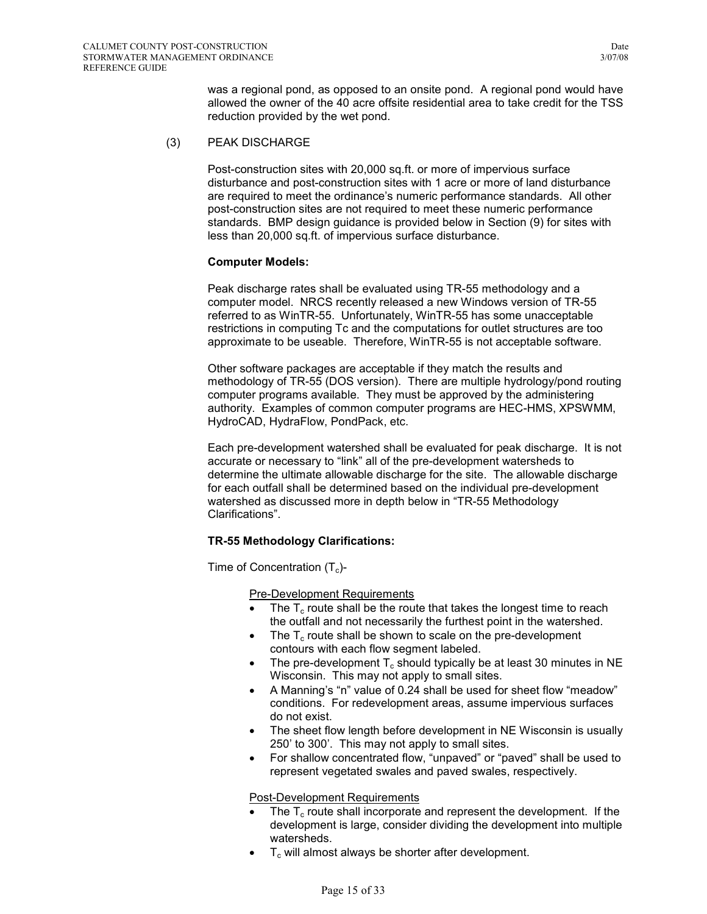was a regional pond, as opposed to an onsite pond. A regional pond would have allowed the owner of the 40 acre offsite residential area to take credit for the TSS reduction provided by the wet pond.

(3) PEAK DISCHARGE

Post-construction sites with 20,000 sq.ft. or more of impervious surface disturbance and post-construction sites with 1 acre or more of land disturbance are required to meet the ordinance's numeric performance standards. All other post-construction sites are not required to meet these numeric performance standards. BMP design guidance is provided below in Section (9) for sites with less than 20,000 sq.ft. of impervious surface disturbance.

**Computer Models:**

Peak discharge rates shall be evaluated using TR-55 methodology and a computer model. NRCS recently released a new Windows version of TR-55 referred to as WinTR-55. Unfortunately, WinTR-55 has some unacceptable restrictions in computing Tc and the computations for outlet structures are too approximate to be useable. Therefore, WinTR-55 is not acceptable software.

Other software packages are acceptable if they match the results and methodology of TR-55 (DOS version). There are multiple hydrology/pond routing computer programs available. They must be approved by the administering authority. Examples of common computer programs are HEC-HMS, XPSWMM, HydroCAD, HydraFlow, PondPack, etc.

Each pre-development watershed shall be evaluated for peak discharge. It is not accurate or necessary to "link" all of the pre-development watersheds to determine the ultimate allowable discharge for the site. The allowable discharge for each outfall shall be determined based on the individual pre-development watershed as discussed more in depth below in "TR-55 Methodology Clarifications".

**TR-55 Methodology Clarifications:**

Time of Concentration ($T_c$)-

<u>Pre-Development Requirements</u>

- The $T_c$ route shall be the route that takes the longest time to reach the outfall and not necessarily the furthest point in the watershed.
- The $T_c$ route shall be shown to scale on the pre-development contours with each flow segment labeled.
- The pre-development $T_c$ should typically be at least 30 minutes in NE Wisconsin. This may not apply to small sites.
- A Manning's "n" value of 0.24 shall be used for sheet flow "meadow" conditions. For redevelopment areas, assume impervious surfaces do not exist.
- The sheet flow length before development in NE Wisconsin is usually 250' to 300'. This may not apply to small sites.
- For shallow concentrated flow, "unpaved" or "paved" shall be used to represent vegetated swales and paved swales, respectively.

<u>Post-Development Requirements</u>

- The $T_c$ route shall incorporate and represent the development. If the development is large, consider dividing the development into multiple watersheds.
- $T_c$ will almost always be shorter after development.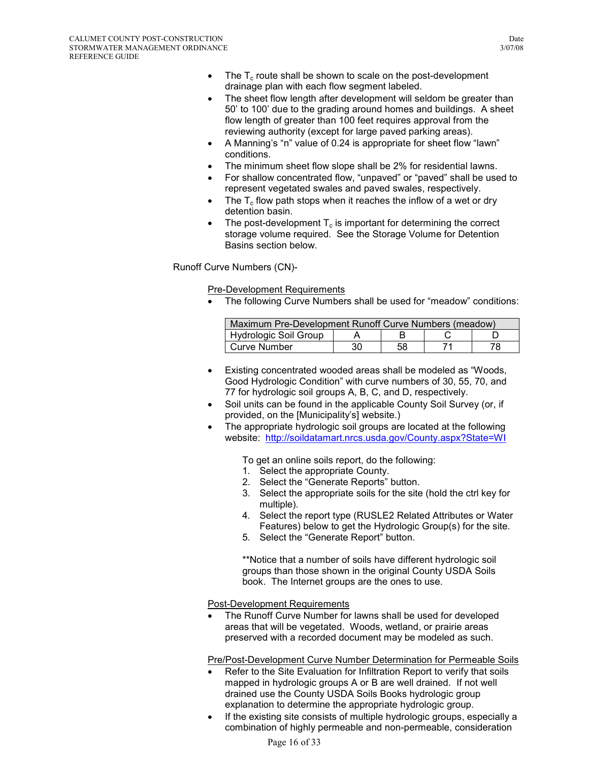- The $T_c$ route shall be shown to scale on the post-development drainage plan with each flow segment labeled.
- The sheet flow length after development will seldom be greater than 50' to 100' due to the grading around homes and buildings. A sheet flow length of greater than 100 feet requires approval from the reviewing authority (except for large paved parking areas).
- A Manning's "n" value of 0.24 is appropriate for sheet flow "lawn" conditions.
- The minimum sheet flow slope shall be 2% for residential lawns.
- For shallow concentrated flow, "unpaved" or "paved" shall be used to represent vegetated swales and paved swales, respectively.
- The $T_c$ flow path stops when it reaches the inflow of a wet or dry detention basin.
- The post-development $T_c$ is important for determining the correct storage volume required. See the Storage Volume for Detention Basins section below.

Runoff Curve Numbers (CN)-

Pre-Development Requirements

- The following Curve Numbers shall be used for "meadow" conditions:

| Maximum Pre-Development Runoff Curve Numbers (meadow) | | | | |
|---|---|---|---|---|
| Hydrologic Soil Group | A | B | C | D |
| Curve Number | 30 | 58 | 71 | 78 |

- Existing concentrated wooded areas shall be modeled as "Woods, Good Hydrologic Condition" with curve numbers of 30, 55, 70, and 77 for hydrologic soil groups A, B, C, and D, respectively.
- Soil units can be found in the applicable County Soil Survey (or, if provided, on the [Municipality's] website.)
- The appropriate hydrologic soil groups are located at the following website: http://soildatamart.nrcs.usda.gov/County.aspx?State=WI

  To get an online soils report, do the following:
  1. Select the appropriate County.
  2. Select the "Generate Reports" button.
  3. Select the appropriate soils for the site (hold the ctrl key for multiple).
  4. Select the report type (RUSLE2 Related Attributes or Water Features) below to get the Hydrologic Group(s) for the site.
  5. Select the "Generate Report" button.

  **Notice that a number of soils have different hydrologic soil groups than those shown in the original County USDA Soils book. The Internet groups are the ones to use.

Post-Development Requirements

- The Runoff Curve Number for lawns shall be used for developed areas that will be vegetated. Woods, wetland, or prairie areas preserved with a recorded document may be modeled as such.

Pre/Post-Development Curve Number Determination for Permeable Soils

- Refer to the Site Evaluation for Infiltration Report to verify that soils mapped in hydrologic groups A or B are well drained. If not well drained use the County USDA Soils Books hydrologic group explanation to determine the appropriate hydrologic group.
- If the existing site consists of multiple hydrologic groups, especially a combination of highly permeable and non-permeable, consideration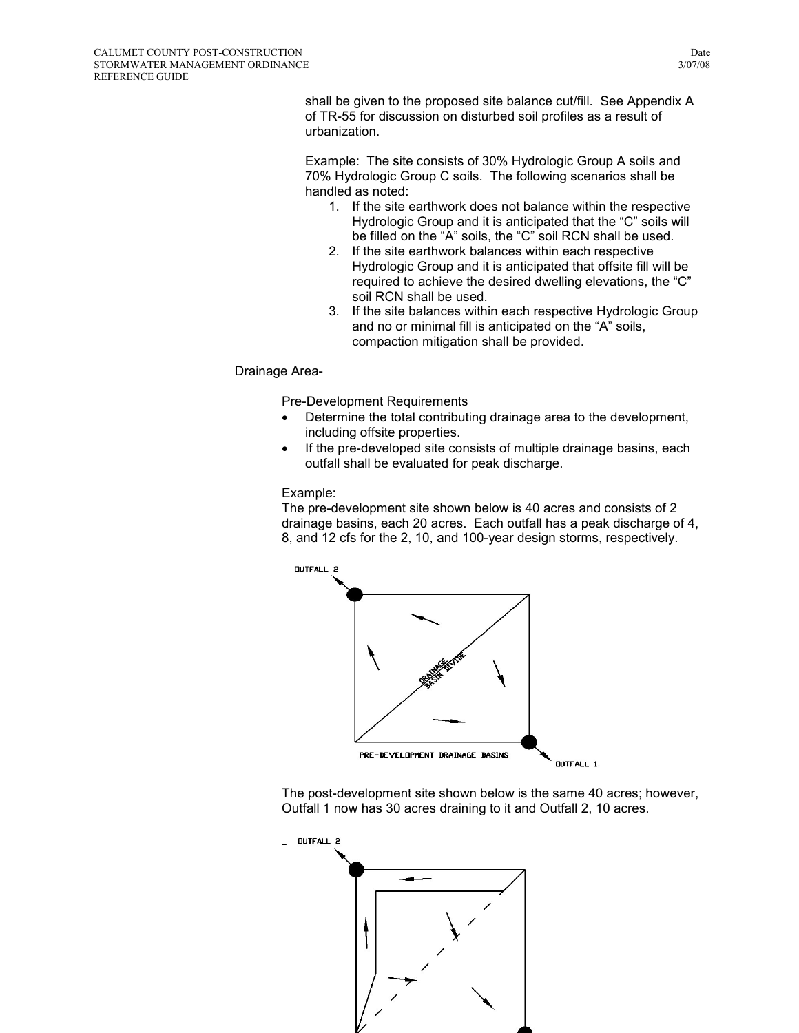shall be given to the proposed site balance cut/fill. See Appendix A of TR-55 for discussion on disturbed soil profiles as a result of urbanization.

Example: The site consists of 30% Hydrologic Group A soils and 70% Hydrologic Group C soils. The following scenarios shall be handled as noted:

1. If the site earthwork does not balance within the respective Hydrologic Group and it is anticipated that the "C" soils will be filled on the "A" soils, the "C" soil RCN shall be used.
2. If the site earthwork balances within each respective Hydrologic Group and it is anticipated that offsite fill will be required to achieve the desired dwelling elevations, the "C" soil RCN shall be used.
3. If the site balances within each respective Hydrologic Group and no or minimal fill is anticipated on the "A" soils, compaction mitigation shall be provided.

Drainage Area-

<u>Pre-Development Requirements</u>

- Determine the total contributing drainage area to the development, including offsite properties.
- If the pre-developed site consists of multiple drainage basins, each outfall shall be evaluated for peak discharge.

Example:
The pre-development site shown below is 40 acres and consists of 2 drainage basins, each 20 acres. Each outfall has a peak discharge of 4, 8, and 12 cfs for the 2, 10, and 100-year design storms, respectively.

OUTFALL 2

DRAINAGE BASIN DIVIDE

PRE-DEVELOPMENT DRAINAGE BASINS

OUTFALL 1

The post-development site shown below is the same 40 acres; however, Outfall 1 now has 30 acres draining to it and Outfall 2, 10 acres.

OUTFALL 2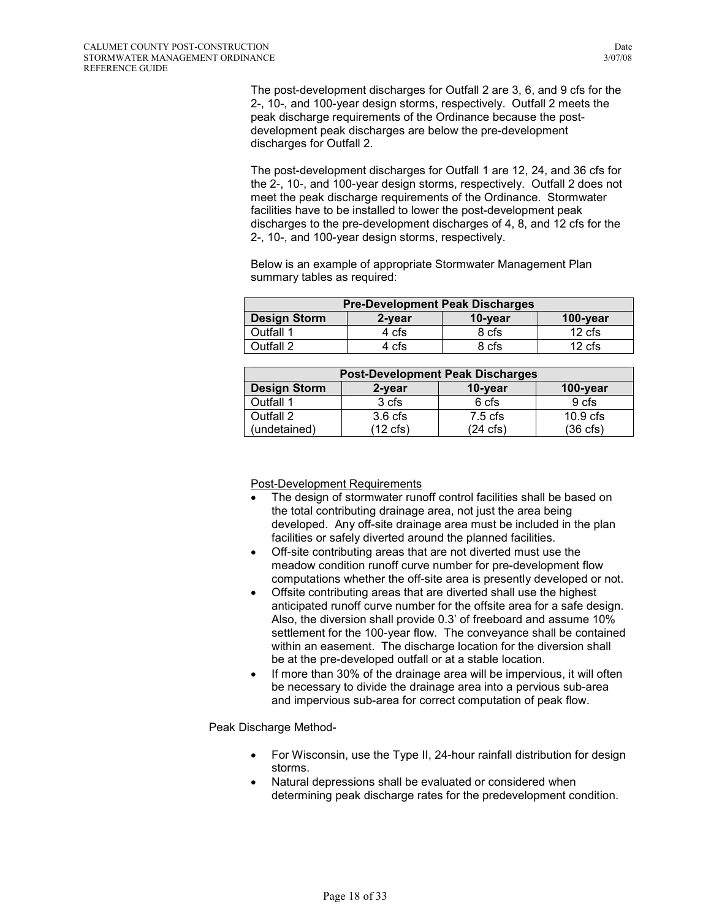The post-development discharges for Outfall 2 are 3, 6, and 9 cfs for the 2-, 10-, and 100-year design storms, respectively. Outfall 2 meets the peak discharge requirements of the Ordinance because the post-development peak discharges are below the pre-development discharges for Outfall 2.

The post-development discharges for Outfall 1 are 12, 24, and 36 cfs for the 2-, 10-, and 100-year design storms, respectively. Outfall 2 does not meet the peak discharge requirements of the Ordinance. Stormwater facilities have to be installed to lower the post-development peak discharges to the pre-development discharges of 4, 8, and 12 cfs for the 2-, 10-, and 100-year design storms, respectively.

Below is an example of appropriate Stormwater Management Plan summary tables as required:

| Pre-Development Peak Discharges | | | |
|---|---|---|---|
| **Design Storm** | **2-year** | **10-year** | **100-year** |
| Outfall 1 | 4 cfs | 8 cfs | 12 cfs |
| Outfall 2 | 4 cfs | 8 cfs | 12 cfs |

| Post-Development Peak Discharges | | | |
|---|---|---|---|
| **Design Storm** | **2-year** | **10-year** | **100-year** |
| Outfall 1 | 3 cfs | 6 cfs | 9 cfs |
| Outfall 2 (undetained) | 3.6 cfs (12 cfs) | 7.5 cfs (24 cfs) | 10.9 cfs (36 cfs) |

Post-Development Requirements

- The design of stormwater runoff control facilities shall be based on the total contributing drainage area, not just the area being developed. Any off-site drainage area must be included in the plan facilities or safely diverted around the planned facilities.
- Off-site contributing areas that are not diverted must use the meadow condition runoff curve number for pre-development flow computations whether the off-site area is presently developed or not.
- Offsite contributing areas that are diverted shall use the highest anticipated runoff curve number for the offsite area for a safe design. Also, the diversion shall provide 0.3' of freeboard and assume 10% settlement for the 100-year flow. The conveyance shall be contained within an easement. The discharge location for the diversion shall be at the pre-developed outfall or at a stable location.
- If more than 30% of the drainage area will be impervious, it will often be necessary to divide the drainage area into a pervious sub-area and impervious sub-area for correct computation of peak flow.

Peak Discharge Method-

- For Wisconsin, use the Type II, 24-hour rainfall distribution for design storms.
- Natural depressions shall be evaluated or considered when determining peak discharge rates for the predevelopment condition.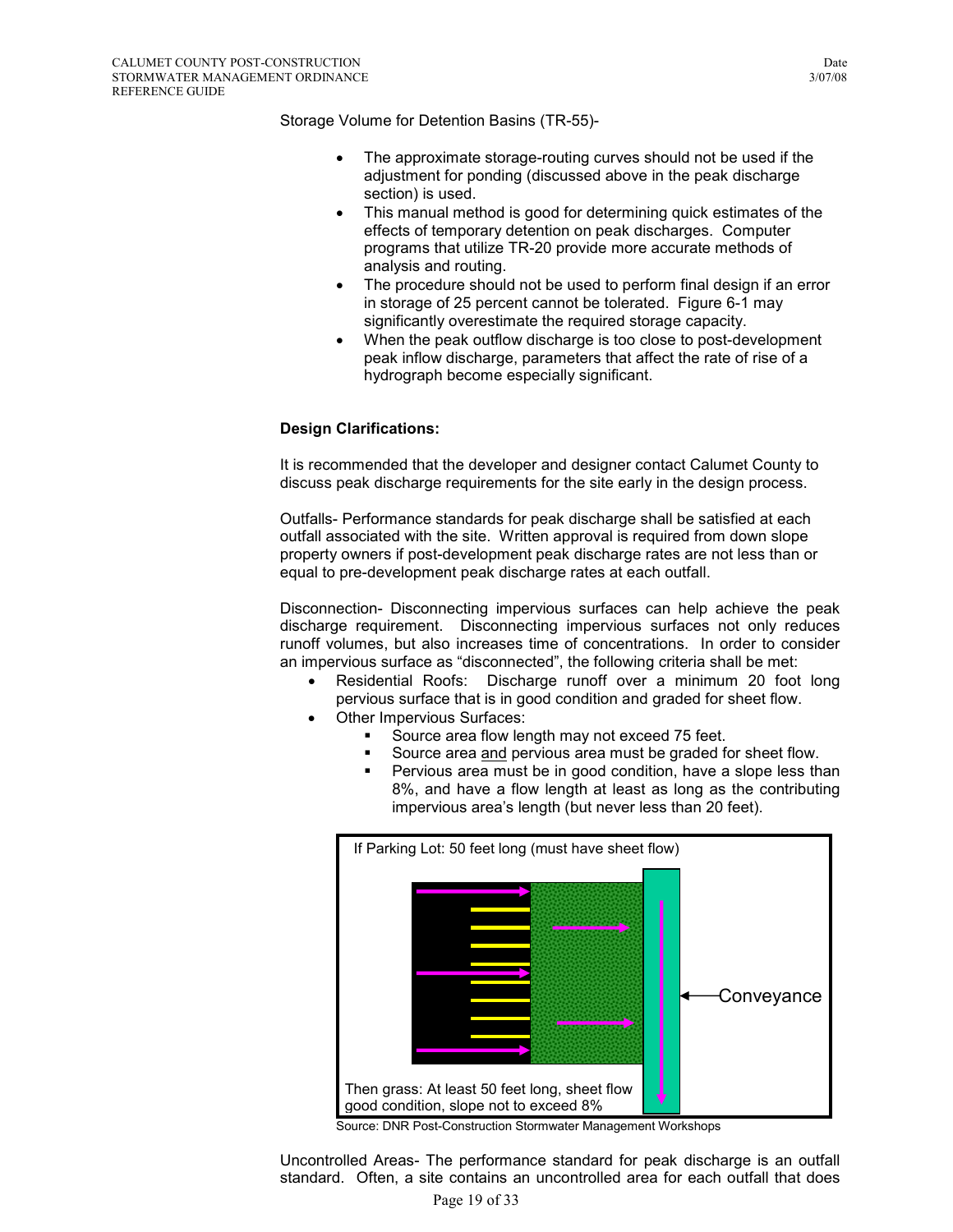Storage Volume for Detention Basins (TR-55)-

- The approximate storage-routing curves should not be used if the adjustment for ponding (discussed above in the peak discharge section) is used.
- This manual method is good for determining quick estimates of the effects of temporary detention on peak discharges. Computer programs that utilize TR-20 provide more accurate methods of analysis and routing.
- The procedure should not be used to perform final design if an error in storage of 25 percent cannot be tolerated. Figure 6-1 may significantly overestimate the required storage capacity.
- When the peak outflow discharge is too close to post-development peak inflow discharge, parameters that affect the rate of rise of a hydrograph become especially significant.

**Design Clarifications:**

It is recommended that the developer and designer contact Calumet County to discuss peak discharge requirements for the site early in the design process.

Outfalls- Performance standards for peak discharge shall be satisfied at each outfall associated with the site. Written approval is required from down slope property owners if post-development peak discharge rates are not less than or equal to pre-development peak discharge rates at each outfall.

Disconnection- Disconnecting impervious surfaces can help achieve the peak discharge requirement. Disconnecting impervious surfaces not only reduces runoff volumes, but also increases time of concentrations. In order to consider an impervious surface as "disconnected", the following criteria shall be met:

- Residential Roofs: Discharge runoff over a minimum 20 foot long pervious surface that is in good condition and graded for sheet flow.
- Other Impervious Surfaces:
  - Source area flow length may not exceed 75 feet.
  - Source area and pervious area must be graded for sheet flow.
  - Pervious area must be in good condition, have a slope less than 8%, and have a flow length at least as long as the contributing impervious area's length (but never less than 20 feet).

If Parking Lot: 50 feet long (must have sheet flow)

Conveyance

Then grass: At least 50 feet long, sheet flow good condition, slope not to exceed 8%

Source: DNR Post-Construction Stormwater Management Workshops

Uncontrolled Areas- The performance standard for peak discharge is an outfall standard. Often, a site contains an uncontrolled area for each outfall that does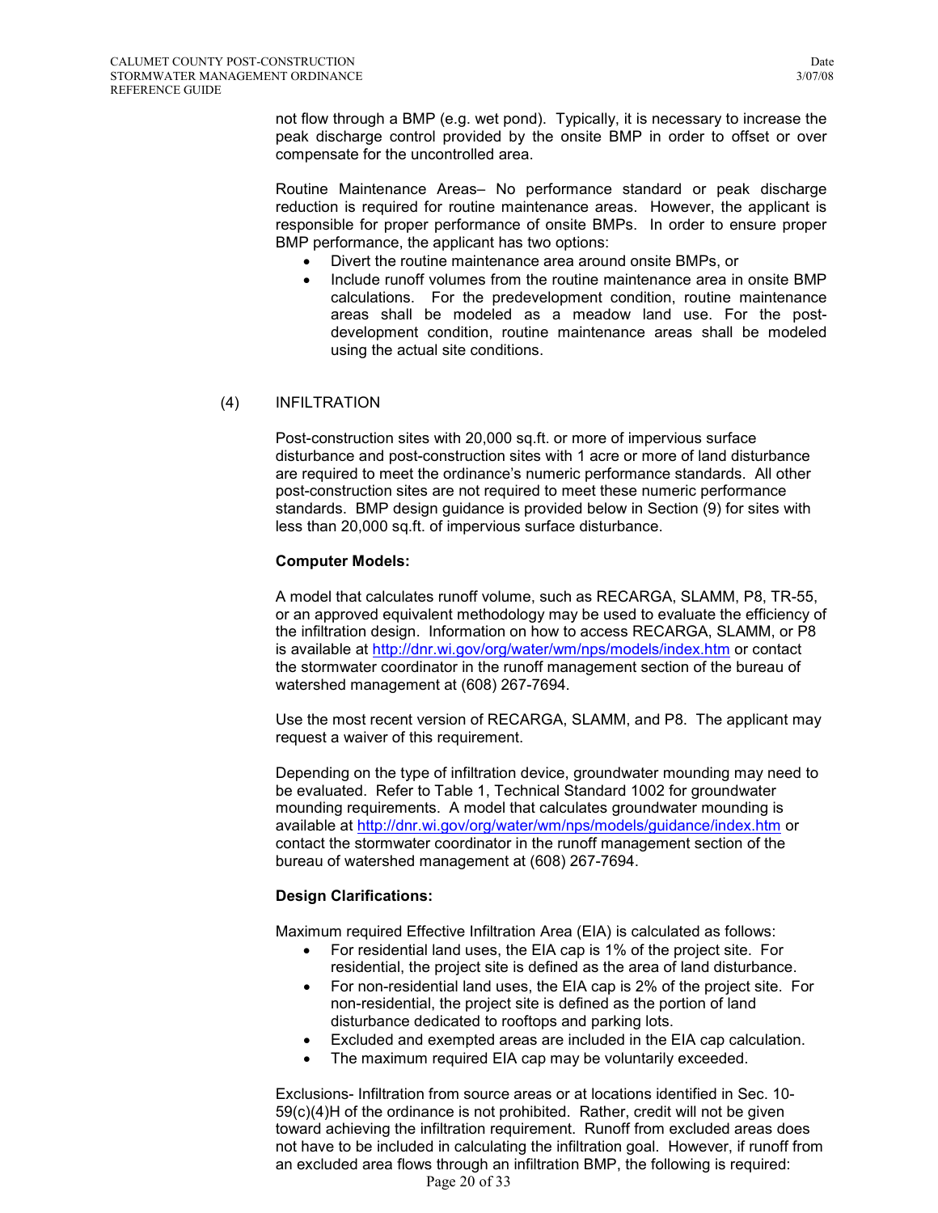not flow through a BMP (e.g. wet pond). Typically, it is necessary to increase the peak discharge control provided by the onsite BMP in order to offset or over compensate for the uncontrolled area.

Routine Maintenance Areas– No performance standard or peak discharge reduction is required for routine maintenance areas. However, the applicant is responsible for proper performance of onsite BMPs. In order to ensure proper BMP performance, the applicant has two options:

- Divert the routine maintenance area around onsite BMPs, or
- Include runoff volumes from the routine maintenance area in onsite BMP calculations. For the predevelopment condition, routine maintenance areas shall be modeled as a meadow land use. For the post-development condition, routine maintenance areas shall be modeled using the actual site conditions.

## (4) INFILTRATION

Post-construction sites with 20,000 sq.ft. or more of impervious surface disturbance and post-construction sites with 1 acre or more of land disturbance are required to meet the ordinance's numeric performance standards. All other post-construction sites are not required to meet these numeric performance standards. BMP design guidance is provided below in Section (9) for sites with less than 20,000 sq.ft. of impervious surface disturbance.

**Computer Models:**

A model that calculates runoff volume, such as RECARGA, SLAMM, P8, TR-55, or an approved equivalent methodology may be used to evaluate the efficiency of the infiltration design. Information on how to access RECARGA, SLAMM, or P8 is available at http://dnr.wi.gov/org/water/wm/nps/models/index.htm or contact the stormwater coordinator in the runoff management section of the bureau of watershed management at (608) 267-7694.

Use the most recent version of RECARGA, SLAMM, and P8. The applicant may request a waiver of this requirement.

Depending on the type of infiltration device, groundwater mounding may need to be evaluated. Refer to Table 1, Technical Standard 1002 for groundwater mounding requirements. A model that calculates groundwater mounding is available at http://dnr.wi.gov/org/water/wm/nps/models/guidance/index.htm or contact the stormwater coordinator in the runoff management section of the bureau of watershed management at (608) 267-7694.

**Design Clarifications:**

Maximum required Effective Infiltration Area (EIA) is calculated as follows:

- For residential land uses, the EIA cap is 1% of the project site. For residential, the project site is defined as the area of land disturbance.
- For non-residential land uses, the EIA cap is 2% of the project site. For non-residential, the project site is defined as the portion of land disturbance dedicated to rooftops and parking lots.
- Excluded and exempted areas are included in the EIA cap calculation.
- The maximum required EIA cap may be voluntarily exceeded.

Exclusions- Infiltration from source areas or at locations identified in Sec. 10-59(c)(4)H of the ordinance is not prohibited. Rather, credit will not be given toward achieving the infiltration requirement. Runoff from excluded areas does not have to be included in calculating the infiltration goal. However, if runoff from an excluded area flows through an infiltration BMP, the following is required: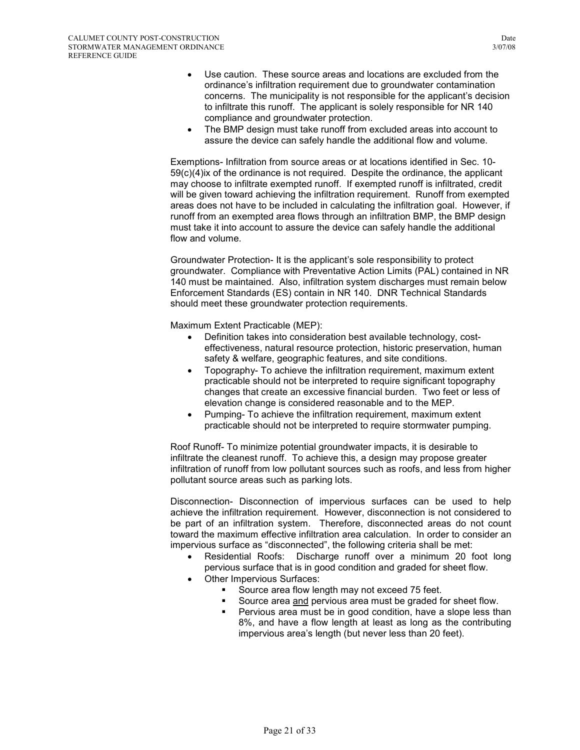- Use caution. These source areas and locations are excluded from the ordinance's infiltration requirement due to groundwater contamination concerns. The municipality is not responsible for the applicant's decision to infiltrate this runoff. The applicant is solely responsible for NR 140 compliance and groundwater protection.
- The BMP design must take runoff from excluded areas into account to assure the device can safely handle the additional flow and volume.

Exemptions- Infiltration from source areas or at locations identified in Sec. 10-59(c)(4)ix of the ordinance is not required. Despite the ordinance, the applicant may choose to infiltrate exempted runoff. If exempted runoff is infiltrated, credit will be given toward achieving the infiltration requirement. Runoff from exempted areas does not have to be included in calculating the infiltration goal. However, if runoff from an exempted area flows through an infiltration BMP, the BMP design must take it into account to assure the device can safely handle the additional flow and volume.

Groundwater Protection- It is the applicant's sole responsibility to protect groundwater. Compliance with Preventative Action Limits (PAL) contained in NR 140 must be maintained. Also, infiltration system discharges must remain below Enforcement Standards (ES) contain in NR 140. DNR Technical Standards should meet these groundwater protection requirements.

Maximum Extent Practicable (MEP):

- Definition takes into consideration best available technology, cost-effectiveness, natural resource protection, historic preservation, human safety & welfare, geographic features, and site conditions.
- Topography- To achieve the infiltration requirement, maximum extent practicable should not be interpreted to require significant topography changes that create an excessive financial burden. Two feet or less of elevation change is considered reasonable and to the MEP.
- Pumping- To achieve the infiltration requirement, maximum extent practicable should not be interpreted to require stormwater pumping.

Roof Runoff- To minimize potential groundwater impacts, it is desirable to infiltrate the cleanest runoff. To achieve this, a design may propose greater infiltration of runoff from low pollutant sources such as roofs, and less from higher pollutant source areas such as parking lots.

Disconnection- Disconnection of impervious surfaces can be used to help achieve the infiltration requirement. However, disconnection is not considered to be part of an infiltration system. Therefore, disconnected areas do not count toward the maximum effective infiltration area calculation. In order to consider an impervious surface as "disconnected", the following criteria shall be met:

- Residential Roofs: Discharge runoff over a minimum 20 foot long pervious surface that is in good condition and graded for sheet flow.
- Other Impervious Surfaces:
  - Source area flow length may not exceed 75 feet.
  - Source area <u>and</u> pervious area must be graded for sheet flow.
  - Pervious area must be in good condition, have a slope less than 8%, and have a flow length at least as long as the contributing impervious area's length (but never less than 20 feet).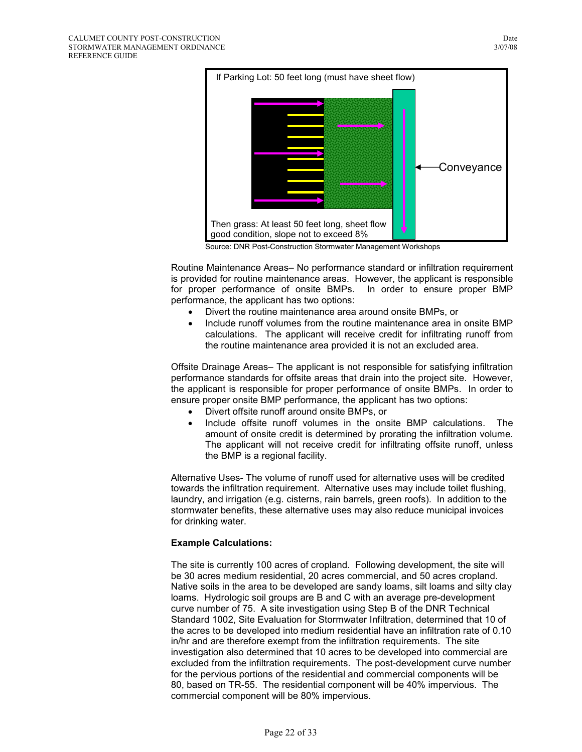If Parking Lot: 50 feet long (must have sheet flow)

Conveyance

Then grass: At least 50 feet long, sheet flow good condition, slope not to exceed 8%

Source: DNR Post-Construction Stormwater Management Workshops

Routine Maintenance Areas– No performance standard or infiltration requirement is provided for routine maintenance areas. However, the applicant is responsible for proper performance of onsite BMPs. In order to ensure proper BMP performance, the applicant has two options:

- Divert the routine maintenance area around onsite BMPs, or
- Include runoff volumes from the routine maintenance area in onsite BMP calculations. The applicant will receive credit for infiltrating runoff from the routine maintenance area provided it is not an excluded area.

Offsite Drainage Areas– The applicant is not responsible for satisfying infiltration performance standards for offsite areas that drain into the project site. However, the applicant is responsible for proper performance of onsite BMPs. In order to ensure proper onsite BMP performance, the applicant has two options:

- Divert offsite runoff around onsite BMPs, or
- Include offsite runoff volumes in the onsite BMP calculations. The amount of onsite credit is determined by prorating the infiltration volume. The applicant will not receive credit for infiltrating offsite runoff, unless the BMP is a regional facility.

Alternative Uses- The volume of runoff used for alternative uses will be credited towards the infiltration requirement. Alternative uses may include toilet flushing, laundry, and irrigation (e.g. cisterns, rain barrels, green roofs). In addition to the stormwater benefits, these alternative uses may also reduce municipal invoices for drinking water.

**Example Calculations:**

The site is currently 100 acres of cropland. Following development, the site will be 30 acres medium residential, 20 acres commercial, and 50 acres cropland. Native soils in the area to be developed are sandy loams, silt loams and silty clay loams. Hydrologic soil groups are B and C with an average pre-development curve number of 75. A site investigation using Step B of the DNR Technical Standard 1002, Site Evaluation for Stormwater Infiltration, determined that 10 of the acres to be developed into medium residential have an infiltration rate of 0.10 in/hr and are therefore exempt from the infiltration requirements. The site investigation also determined that 10 acres to be developed into commercial are excluded from the infiltration requirements. The post-development curve number for the pervious portions of the residential and commercial components will be 80, based on TR-55. The residential component will be 40% impervious. The commercial component will be 80% impervious.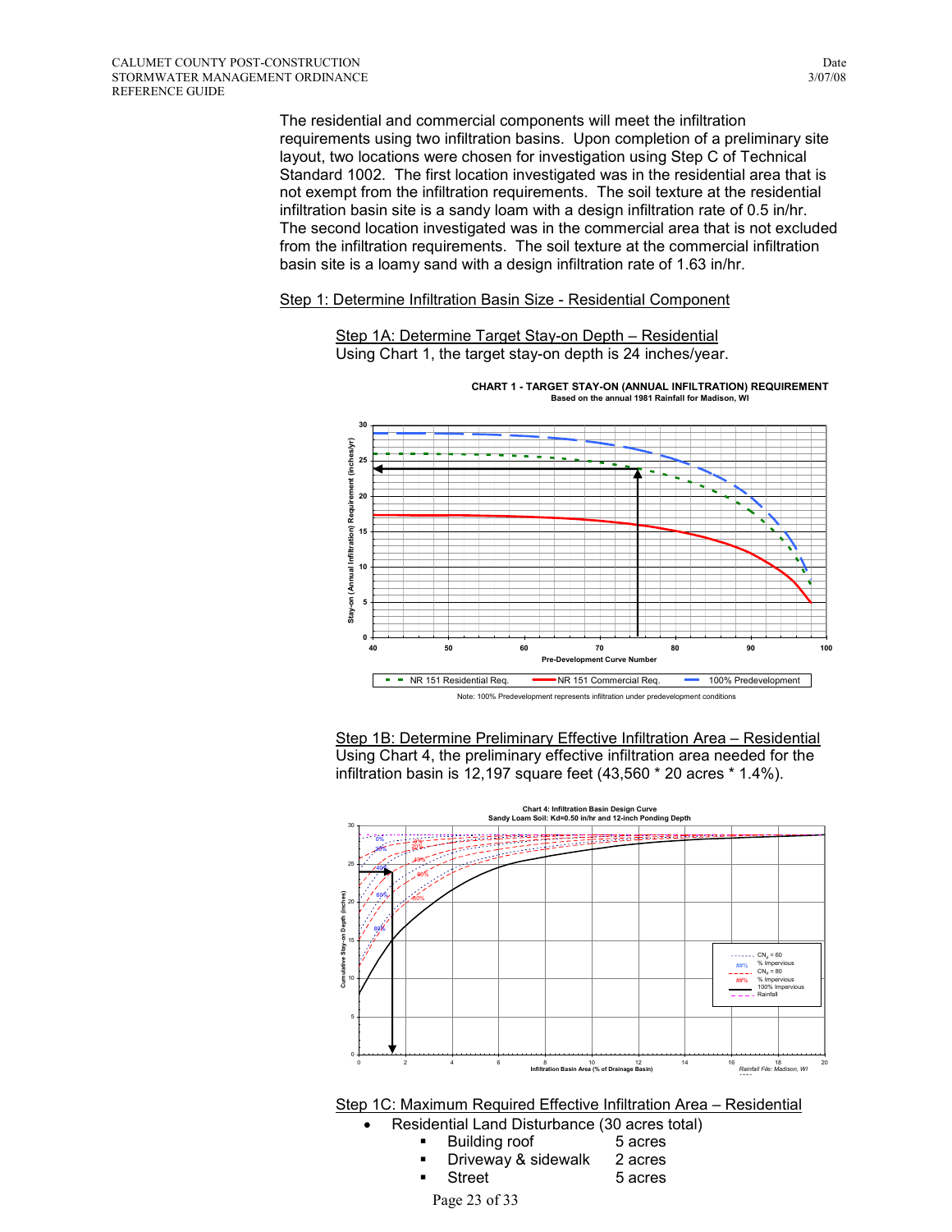The residential and commercial components will meet the infiltration requirements using two infiltration basins. Upon completion of a preliminary site layout, two locations were chosen for investigation using Step C of Technical Standard 1002. The first location investigated was in the residential area that is not exempt from the infiltration requirements. The soil texture at the residential infiltration basin site is a sandy loam with a design infiltration rate of 0.5 in/hr. The second location investigated was in the commercial area that is not excluded from the infiltration requirements. The soil texture at the commercial infiltration basin site is a loamy sand with a design infiltration rate of 1.63 in/hr.

Step 1: Determine Infiltration Basin Size - Residential Component

Step 1A: Determine Target Stay-on Depth – Residential

Using Chart 1, the target stay-on depth is 24 inches/year.

**CHART 1 - TARGET STAY-ON (ANNUAL INFILTRATION) REQUIREMENT**
Based on the annual 1981 Rainfall for Madison, WI

Note: 100% Predevelopment represents infiltration under predevelopment conditions

Step 1B: Determine Preliminary Effective Infiltration Area – Residential

Using Chart 4, the preliminary effective infiltration area needed for the infiltration basin is 12,197 square feet (43,560 * 20 acres * 1.4%).

**Chart 4: Infiltration Basin Design Curve**
Sandy Loam Soil: Kd=0.50 in/hr and 12-inch Ponding Depth

Step 1C: Maximum Required Effective Infiltration Area – Residential

- Residential Land Disturbance (30 acres total)
  - Building roof 5 acres
  - Driveway & sidewalk 2 acres
  - Street 5 acres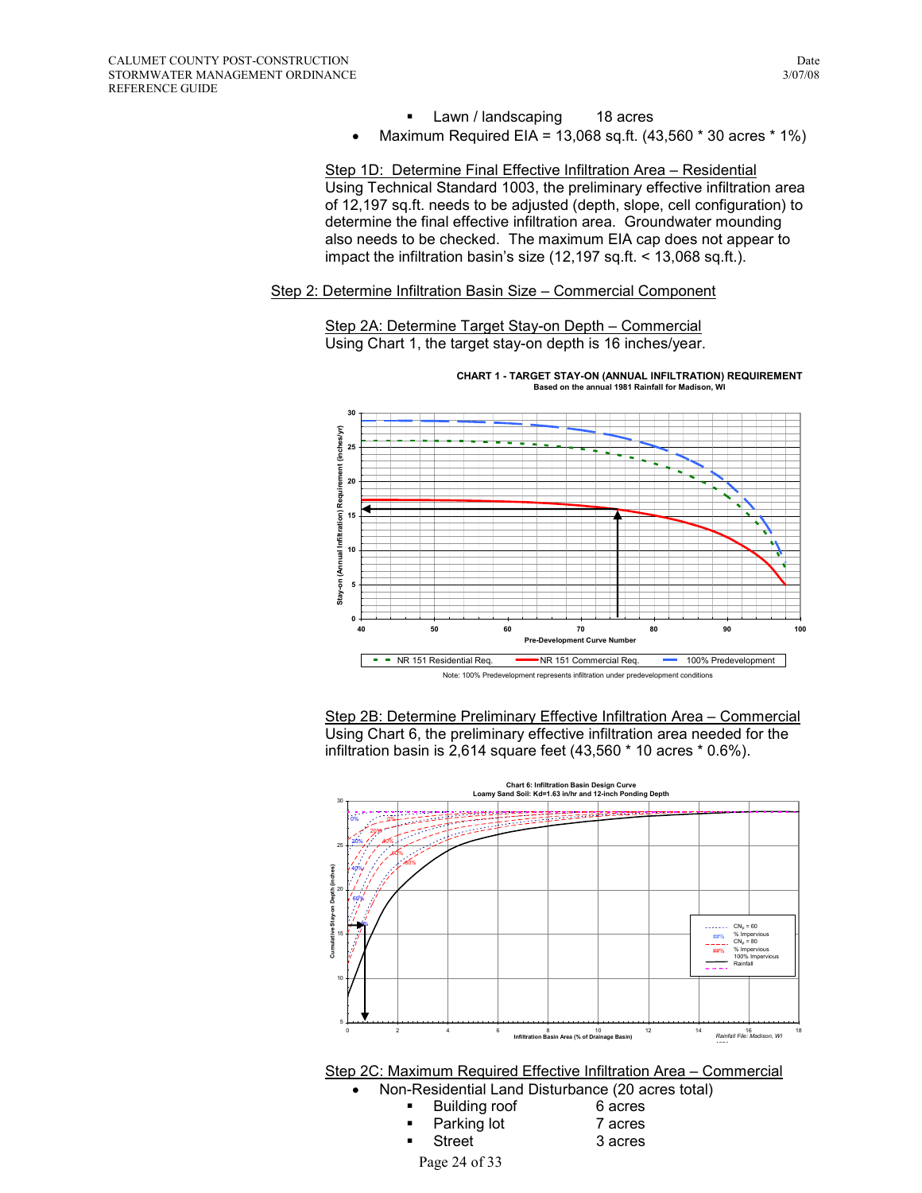- Lawn / landscaping 18 acres
- Maximum Required EIA = 13,068 sq.ft. (43,560 * 30 acres * 1%)

Step 1D: Determine Final Effective Infiltration Area – Residential
Using Technical Standard 1003, the preliminary effective infiltration area of 12,197 sq.ft. needs to be adjusted (depth, slope, cell configuration) to determine the final effective infiltration area. Groundwater mounding also needs to be checked. The maximum EIA cap does not appear to impact the infiltration basin's size (12,197 sq.ft. < 13,068 sq.ft.).

Step 2: Determine Infiltration Basin Size – Commercial Component

Step 2A: Determine Target Stay-on Depth – Commercial
Using Chart 1, the target stay-on depth is 16 inches/year.

**CHART 1 - TARGET STAY-ON (ANNUAL INFILTRATION) REQUIREMENT**
Based on the annual 1981 Rainfall for Madison, WI

Note: 100% Predevelopment represents infiltration under predevelopment conditions

Step 2B: Determine Preliminary Effective Infiltration Area – Commercial
Using Chart 6, the preliminary effective infiltration area needed for the infiltration basin is 2,614 square feet (43,560 * 10 acres * 0.6%).

**Chart 6: Infiltration Basin Design Curve**
Loamy Sand Soil: Kd=1.63 in/hr and 12-inch Ponding Depth

Step 2C: Maximum Required Effective Infiltration Area – Commercial

- Non-Residential Land Disturbance (20 acres total)
  - Building roof 6 acres
  - Parking lot 7 acres
  - Street 3 acres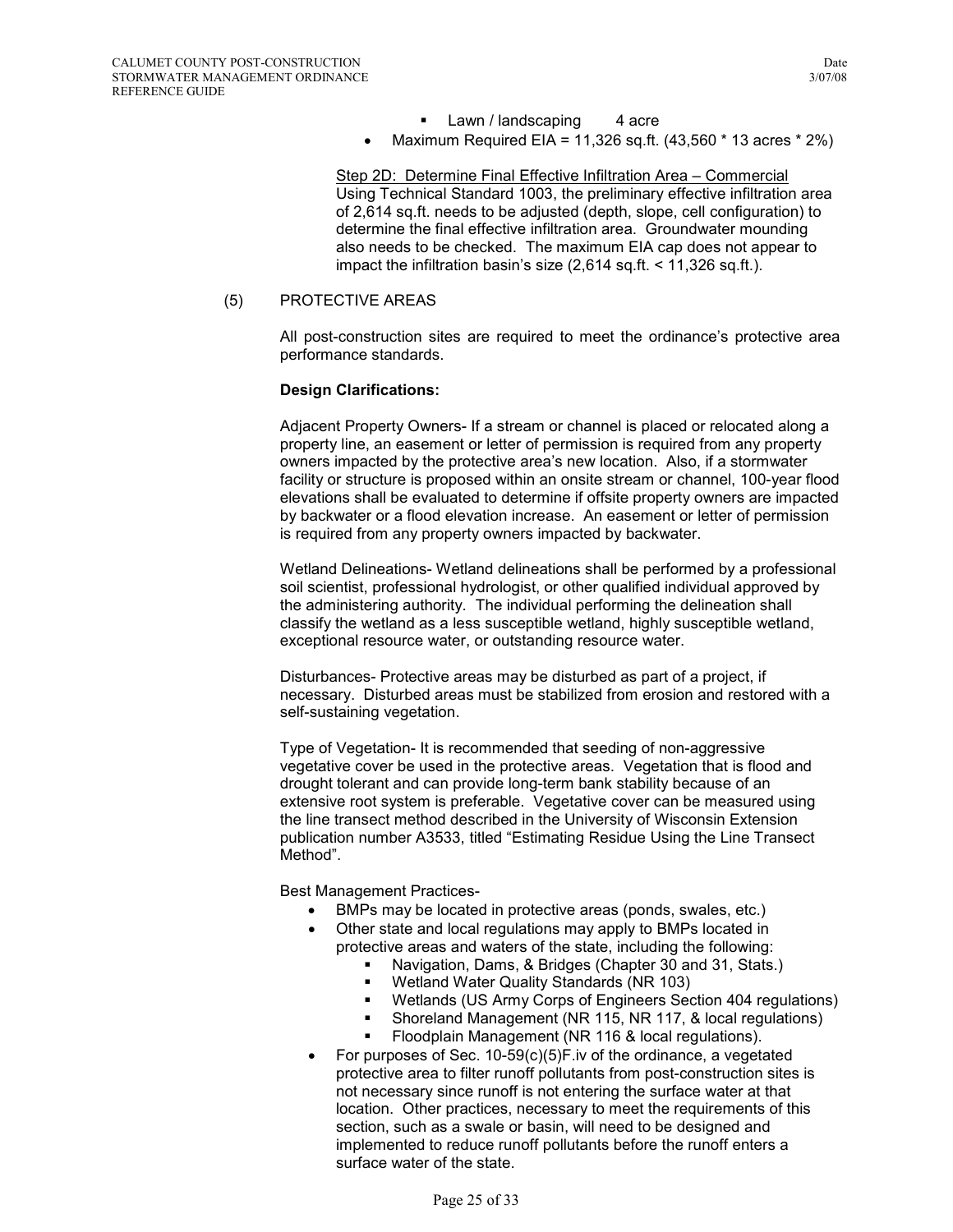- Lawn / landscaping 4 acre
- Maximum Required EIA = 11,326 sq.ft. (43,560 * 13 acres * 2%)

Step 2D: Determine Final Effective Infiltration Area – Commercial
Using Technical Standard 1003, the preliminary effective infiltration area of 2,614 sq.ft. needs to be adjusted (depth, slope, cell configuration) to determine the final effective infiltration area. Groundwater mounding also needs to be checked. The maximum EIA cap does not appear to impact the infiltration basin's size (2,614 sq.ft. < 11,326 sq.ft.).

(5) PROTECTIVE AREAS

All post-construction sites are required to meet the ordinance's protective area performance standards.

**Design Clarifications:**

Adjacent Property Owners- If a stream or channel is placed or relocated along a property line, an easement or letter of permission is required from any property owners impacted by the protective area's new location. Also, if a stormwater facility or structure is proposed within an onsite stream or channel, 100-year flood elevations shall be evaluated to determine if offsite property owners are impacted by backwater or a flood elevation increase. An easement or letter of permission is required from any property owners impacted by backwater.

Wetland Delineations- Wetland delineations shall be performed by a professional soil scientist, professional hydrologist, or other qualified individual approved by the administering authority. The individual performing the delineation shall classify the wetland as a less susceptible wetland, highly susceptible wetland, exceptional resource water, or outstanding resource water.

Disturbances- Protective areas may be disturbed as part of a project, if necessary. Disturbed areas must be stabilized from erosion and restored with a self-sustaining vegetation.

Type of Vegetation- It is recommended that seeding of non-aggressive vegetative cover be used in the protective areas. Vegetation that is flood and drought tolerant and can provide long-term bank stability because of an extensive root system is preferable. Vegetative cover can be measured using the line transect method described in the University of Wisconsin Extension publication number A3533, titled "Estimating Residue Using the Line Transect Method".

Best Management Practices-

- BMPs may be located in protective areas (ponds, swales, etc.)
- Other state and local regulations may apply to BMPs located in protective areas and waters of the state, including the following:
  - Navigation, Dams, & Bridges (Chapter 30 and 31, Stats.)
  - Wetland Water Quality Standards (NR 103)
  - Wetlands (US Army Corps of Engineers Section 404 regulations)
  - Shoreland Management (NR 115, NR 117, & local regulations)
  - Floodplain Management (NR 116 & local regulations).
- For purposes of Sec. 10-59(c)(5)F.iv of the ordinance, a vegetated protective area to filter runoff pollutants from post-construction sites is not necessary since runoff is not entering the surface water at that location. Other practices, necessary to meet the requirements of this section, such as a swale or basin, will need to be designed and implemented to reduce runoff pollutants before the runoff enters a surface water of the state.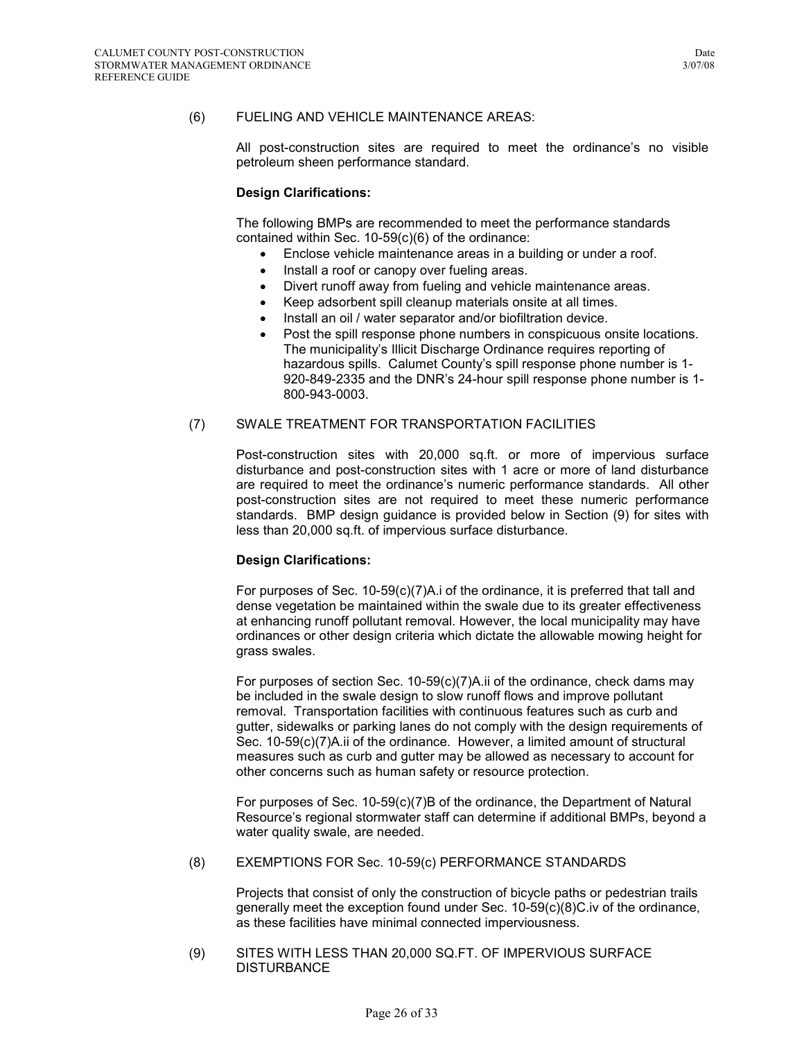## (6) FUELING AND VEHICLE MAINTENANCE AREAS:

All post-construction sites are required to meet the ordinance's no visible petroleum sheen performance standard.

**Design Clarifications:**

The following BMPs are recommended to meet the performance standards contained within Sec. 10-59(c)(6) of the ordinance:

- Enclose vehicle maintenance areas in a building or under a roof.
- Install a roof or canopy over fueling areas.
- Divert runoff away from fueling and vehicle maintenance areas.
- Keep adsorbent spill cleanup materials onsite at all times.
- Install an oil / water separator and/or biofiltration device.
- Post the spill response phone numbers in conspicuous onsite locations. The municipality's Illicit Discharge Ordinance requires reporting of hazardous spills. Calumet County's spill response phone number is 1-920-849-2335 and the DNR's 24-hour spill response phone number is 1-800-943-0003.

## (7) SWALE TREATMENT FOR TRANSPORTATION FACILITIES

Post-construction sites with 20,000 sq.ft. or more of impervious surface disturbance and post-construction sites with 1 acre or more of land disturbance are required to meet the ordinance's numeric performance standards. All other post-construction sites are not required to meet these numeric performance standards. BMP design guidance is provided below in Section (9) for sites with less than 20,000 sq.ft. of impervious surface disturbance.

**Design Clarifications:**

For purposes of Sec. 10-59(c)(7)A.i of the ordinance, it is preferred that tall and dense vegetation be maintained within the swale due to its greater effectiveness at enhancing runoff pollutant removal. However, the local municipality may have ordinances or other design criteria which dictate the allowable mowing height for grass swales.

For purposes of section Sec. 10-59(c)(7)A.ii of the ordinance, check dams may be included in the swale design to slow runoff flows and improve pollutant removal. Transportation facilities with continuous features such as curb and gutter, sidewalks or parking lanes do not comply with the design requirements of Sec. 10-59(c)(7)A.ii of the ordinance. However, a limited amount of structural measures such as curb and gutter may be allowed as necessary to account for other concerns such as human safety or resource protection.

For purposes of Sec. 10-59(c)(7)B of the ordinance, the Department of Natural Resource's regional stormwater staff can determine if additional BMPs, beyond a water quality swale, are needed.

## (8) EXEMPTIONS FOR Sec. 10-59(c) PERFORMANCE STANDARDS

Projects that consist of only the construction of bicycle paths or pedestrian trails generally meet the exception found under Sec. 10-59(c)(8)C.iv of the ordinance, as these facilities have minimal connected imperviousness.

## (9) SITES WITH LESS THAN 20,000 SQ.FT. OF IMPERVIOUS SURFACE DISTURBANCE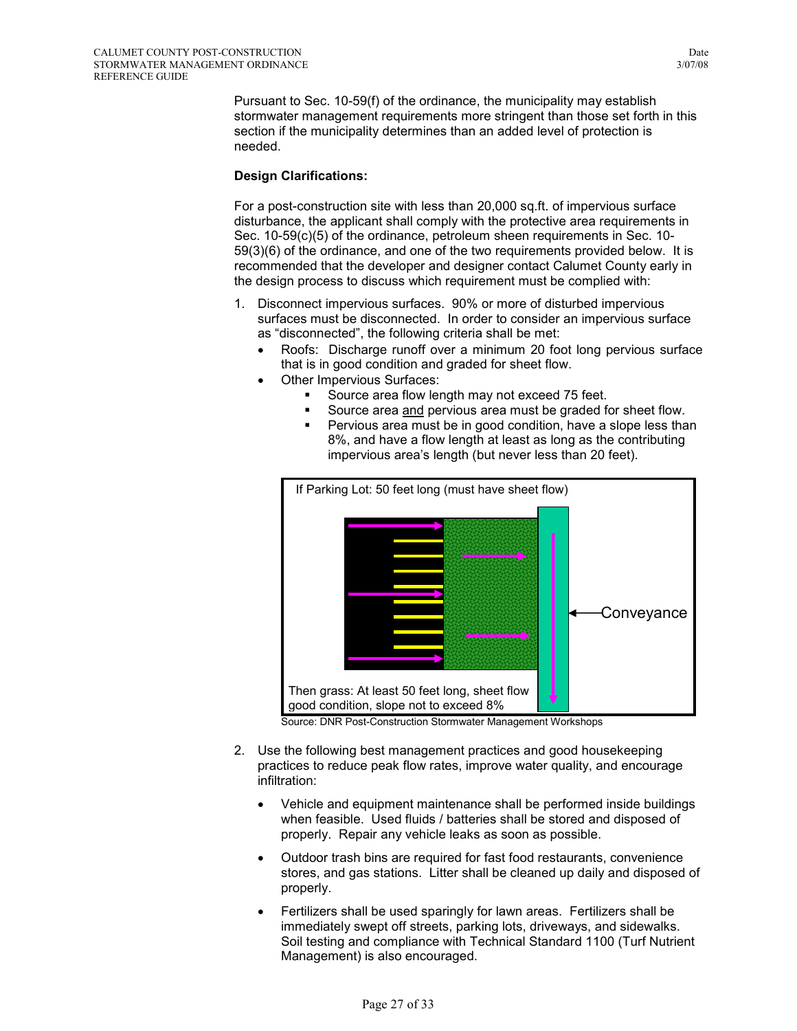Pursuant to Sec. 10-59(f) of the ordinance, the municipality may establish stormwater management requirements more stringent than those set forth in this section if the municipality determines than an added level of protection is needed.

**Design Clarifications:**

For a post-construction site with less than 20,000 sq.ft. of impervious surface disturbance, the applicant shall comply with the protective area requirements in Sec. 10-59(c)(5) of the ordinance, petroleum sheen requirements in Sec. 10-59(3)(6) of the ordinance, and one of the two requirements provided below. It is recommended that the developer and designer contact Calumet County early in the design process to discuss which requirement must be complied with:

1. Disconnect impervious surfaces. 90% or more of disturbed impervious surfaces must be disconnected. In order to consider an impervious surface as "disconnected", the following criteria shall be met:
   - Roofs: Discharge runoff over a minimum 20 foot long pervious surface that is in good condition and graded for sheet flow.
   - Other Impervious Surfaces:
     - Source area flow length may not exceed 75 feet.
     - Source area <u>and</u> pervious area must be graded for sheet flow.
     - Pervious area must be in good condition, have a slope less than 8%, and have a flow length at least as long as the contributing impervious area's length (but never less than 20 feet).

If Parking Lot: 50 feet long (must have sheet flow)

Conveyance

Then grass: At least 50 feet long, sheet flow good condition, slope not to exceed 8%

Source: DNR Post-Construction Stormwater Management Workshops

2. Use the following best management practices and good housekeeping practices to reduce peak flow rates, improve water quality, and encourage infiltration:
   - Vehicle and equipment maintenance shall be performed inside buildings when feasible. Used fluids / batteries shall be stored and disposed of properly. Repair any vehicle leaks as soon as possible.
   - Outdoor trash bins are required for fast food restaurants, convenience stores, and gas stations. Litter shall be cleaned up daily and disposed of properly.
   - Fertilizers shall be used sparingly for lawn areas. Fertilizers shall be immediately swept off streets, parking lots, driveways, and sidewalks. Soil testing and compliance with Technical Standard 1100 (Turf Nutrient Management) is also encouraged.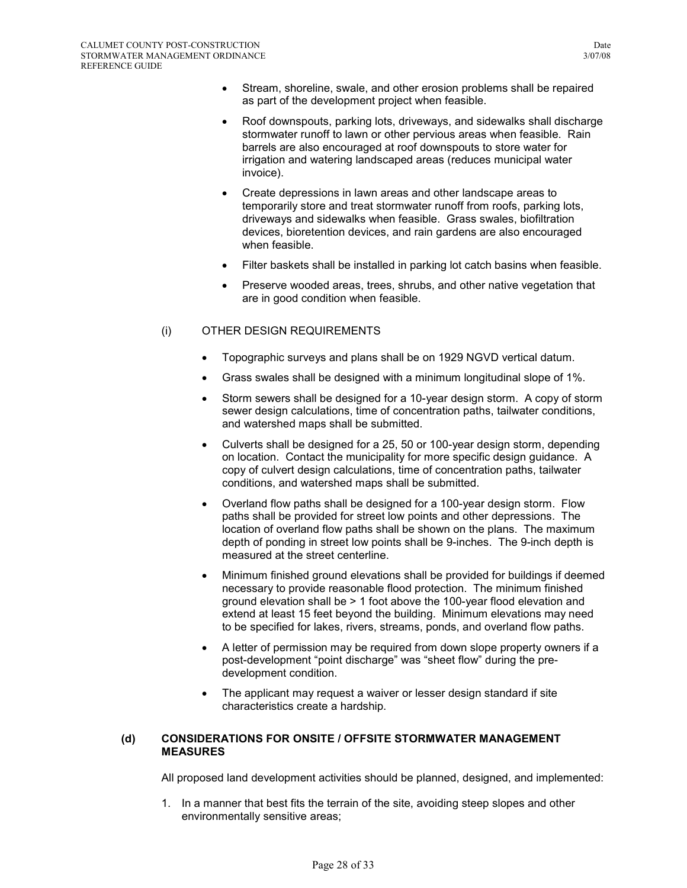- Stream, shoreline, swale, and other erosion problems shall be repaired as part of the development project when feasible.
- Roof downspouts, parking lots, driveways, and sidewalks shall discharge stormwater runoff to lawn or other pervious areas when feasible. Rain barrels are also encouraged at roof downspouts to store water for irrigation and watering landscaped areas (reduces municipal water invoice).
- Create depressions in lawn areas and other landscape areas to temporarily store and treat stormwater runoff from roofs, parking lots, driveways and sidewalks when feasible. Grass swales, biofiltration devices, bioretention devices, and rain gardens are also encouraged when feasible.
- Filter baskets shall be installed in parking lot catch basins when feasible.
- Preserve wooded areas, trees, shrubs, and other native vegetation that are in good condition when feasible.

(i) OTHER DESIGN REQUIREMENTS

- Topographic surveys and plans shall be on 1929 NGVD vertical datum.
- Grass swales shall be designed with a minimum longitudinal slope of 1%.
- Storm sewers shall be designed for a 10-year design storm. A copy of storm sewer design calculations, time of concentration paths, tailwater conditions, and watershed maps shall be submitted.
- Culverts shall be designed for a 25, 50 or 100-year design storm, depending on location. Contact the municipality for more specific design guidance. A copy of culvert design calculations, time of concentration paths, tailwater conditions, and watershed maps shall be submitted.
- Overland flow paths shall be designed for a 100-year design storm. Flow paths shall be provided for street low points and other depressions. The location of overland flow paths shall be shown on the plans. The maximum depth of ponding in street low points shall be 9-inches. The 9-inch depth is measured at the street centerline.
- Minimum finished ground elevations shall be provided for buildings if deemed necessary to provide reasonable flood protection. The minimum finished ground elevation shall be > 1 foot above the 100-year flood elevation and extend at least 15 feet beyond the building. Minimum elevations may need to be specified for lakes, rivers, streams, ponds, and overland flow paths.
- A letter of permission may be required from down slope property owners if a post-development "point discharge" was "sheet flow" during the pre-development condition.
- The applicant may request a waiver or lesser design standard if site characteristics create a hardship.

**(d) CONSIDERATIONS FOR ONSITE / OFFSITE STORMWATER MANAGEMENT MEASURES**

All proposed land development activities should be planned, designed, and implemented:

1. In a manner that best fits the terrain of the site, avoiding steep slopes and other environmentally sensitive areas;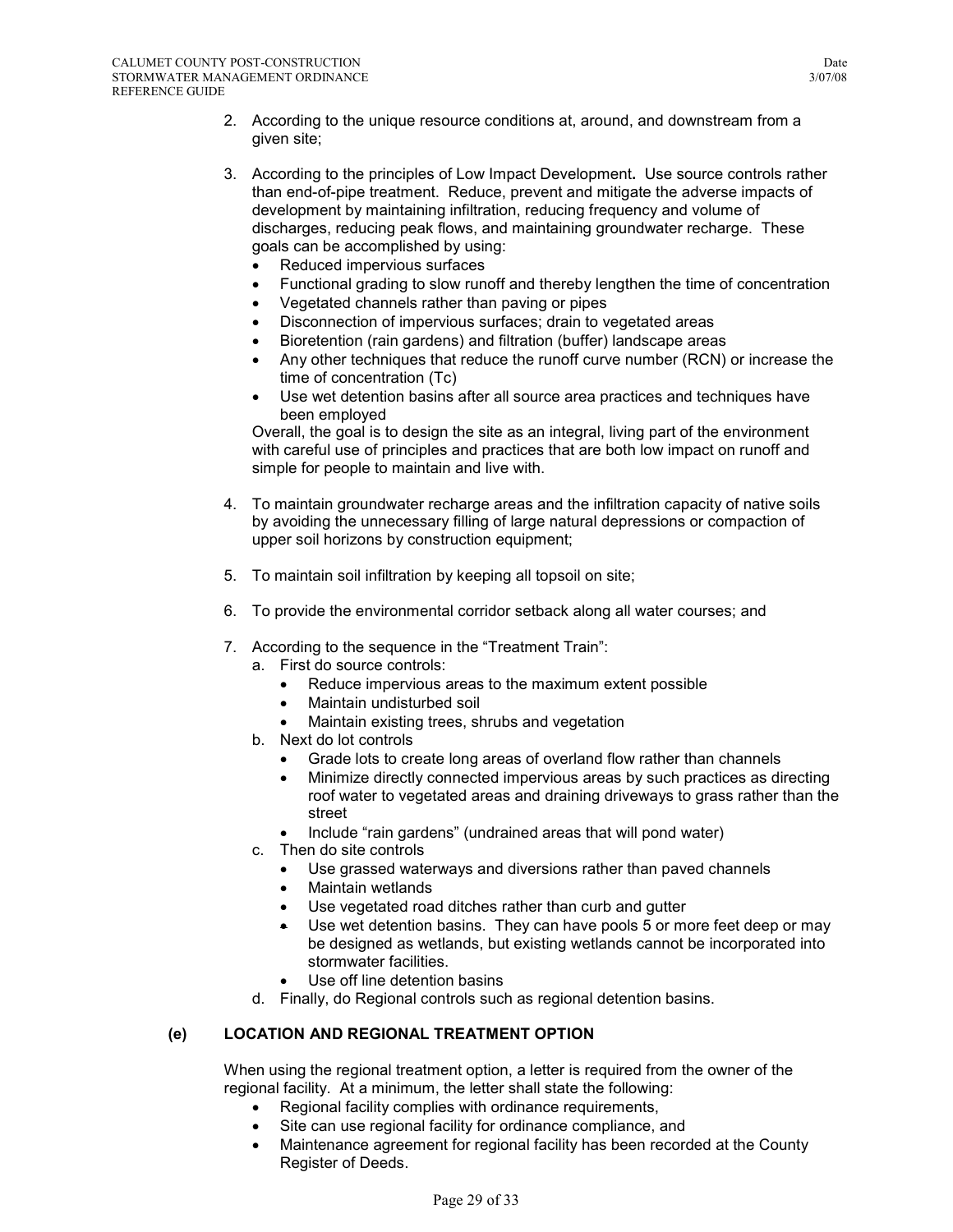2. According to the unique resource conditions at, around, and downstream from a given site;

3. According to the principles of Low Impact Development**.** Use source controls rather than end-of-pipe treatment. Reduce, prevent and mitigate the adverse impacts of development by maintaining infiltration, reducing frequency and volume of discharges, reducing peak flows, and maintaining groundwater recharge. These goals can be accomplished by using:
   - Reduced impervious surfaces
   - Functional grading to slow runoff and thereby lengthen the time of concentration
   - Vegetated channels rather than paving or pipes
   - Disconnection of impervious surfaces; drain to vegetated areas
   - Bioretention (rain gardens) and filtration (buffer) landscape areas
   - Any other techniques that reduce the runoff curve number (RCN) or increase the time of concentration (Tc)
   - Use wet detention basins after all source area practices and techniques have been employed

   Overall, the goal is to design the site as an integral, living part of the environment with careful use of principles and practices that are both low impact on runoff and simple for people to maintain and live with.

4. To maintain groundwater recharge areas and the infiltration capacity of native soils by avoiding the unnecessary filling of large natural depressions or compaction of upper soil horizons by construction equipment;

5. To maintain soil infiltration by keeping all topsoil on site;

6. To provide the environmental corridor setback along all water courses; and

7. According to the sequence in the "Treatment Train":
   a. First do source controls:
      - Reduce impervious areas to the maximum extent possible
      - Maintain undisturbed soil
      - Maintain existing trees, shrubs and vegetation
   
   b. Next do lot controls
      - Grade lots to create long areas of overland flow rather than channels
      - Minimize directly connected impervious areas by such practices as directing roof water to vegetated areas and draining driveways to grass rather than the street
      - Include "rain gardens" (undrained areas that will pond water)
   
   c. Then do site controls
      - Use grassed waterways and diversions rather than paved channels
      - Maintain wetlands
      - Use vegetated road ditches rather than curb and gutter
      - Use wet detention basins. They can have pools 5 or more feet deep or may be designed as wetlands, but existing wetlands cannot be incorporated into stormwater facilities.
      - Use off line detention basins
   
   d. Finally, do Regional controls such as regional detention basins.

### (e) LOCATION AND REGIONAL TREATMENT OPTION

When using the regional treatment option, a letter is required from the owner of the regional facility. At a minimum, the letter shall state the following:

- Regional facility complies with ordinance requirements,
- Site can use regional facility for ordinance compliance, and
- Maintenance agreement for regional facility has been recorded at the County Register of Deeds.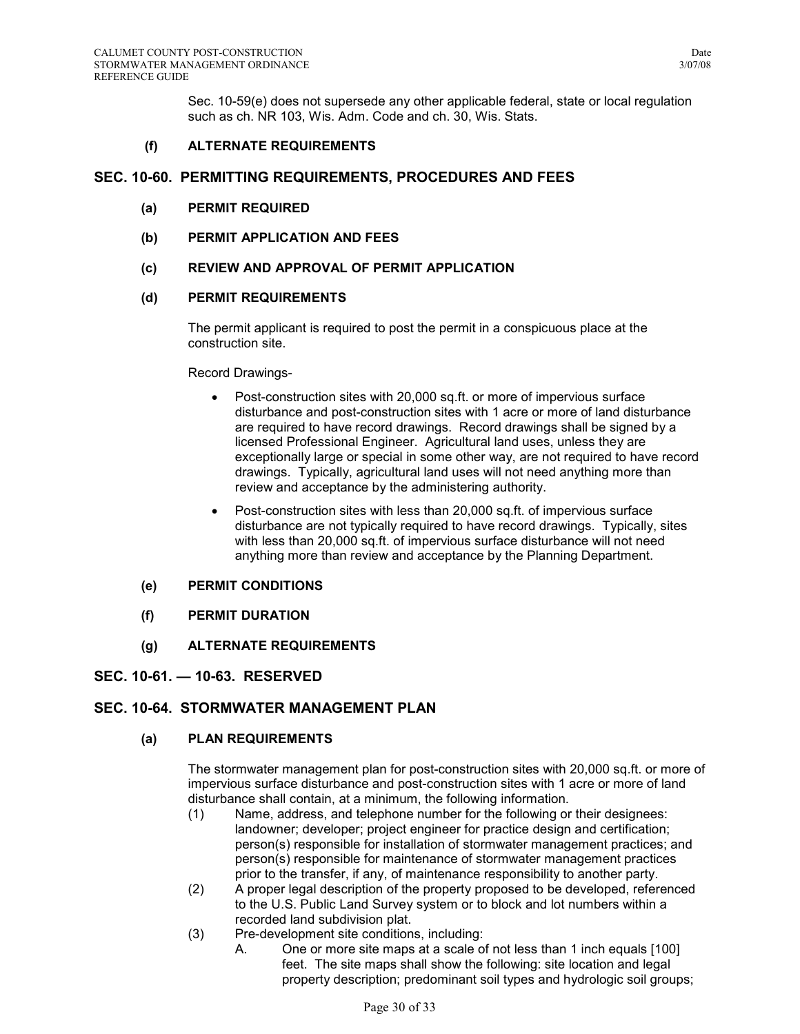Sec. 10-59(e) does not supersede any other applicable federal, state or local regulation such as ch. NR 103, Wis. Adm. Code and ch. 30, Wis. Stats.

### (f) ALTERNATE REQUIREMENTS

## SEC. 10-60. PERMITTING REQUIREMENTS, PROCEDURES AND FEES

### (a) PERMIT REQUIRED

### (b) PERMIT APPLICATION AND FEES

### (c) REVIEW AND APPROVAL OF PERMIT APPLICATION

### (d) PERMIT REQUIREMENTS

The permit applicant is required to post the permit in a conspicuous place at the construction site.

Record Drawings-

- Post-construction sites with 20,000 sq.ft. or more of impervious surface disturbance and post-construction sites with 1 acre or more of land disturbance are required to have record drawings. Record drawings shall be signed by a licensed Professional Engineer. Agricultural land uses, unless they are exceptionally large or special in some other way, are not required to have record drawings. Typically, agricultural land uses will not need anything more than review and acceptance by the administering authority.
- Post-construction sites with less than 20,000 sq.ft. of impervious surface disturbance are not typically required to have record drawings. Typically, sites with less than 20,000 sq.ft. of impervious surface disturbance will not need anything more than review and acceptance by the Planning Department.

### (e) PERMIT CONDITIONS

### (f) PERMIT DURATION

### (g) ALTERNATE REQUIREMENTS

## SEC. 10-61. — 10-63. RESERVED

## SEC. 10-64. STORMWATER MANAGEMENT PLAN

### (a) PLAN REQUIREMENTS

The stormwater management plan for post-construction sites with 20,000 sq.ft. or more of impervious surface disturbance and post-construction sites with 1 acre or more of land disturbance shall contain, at a minimum, the following information.

(1) Name, address, and telephone number for the following or their designees: landowner; developer; project engineer for practice design and certification; person(s) responsible for installation of stormwater management practices; and person(s) responsible for maintenance of stormwater management practices prior to the transfer, if any, of maintenance responsibility to another party.

(2) A proper legal description of the property proposed to be developed, referenced to the U.S. Public Land Survey system or to block and lot numbers within a recorded land subdivision plat.

(3) Pre-development site conditions, including:

A. One or more site maps at a scale of not less than 1 inch equals [100] feet. The site maps shall show the following: site location and legal property description; predominant soil types and hydrologic soil groups;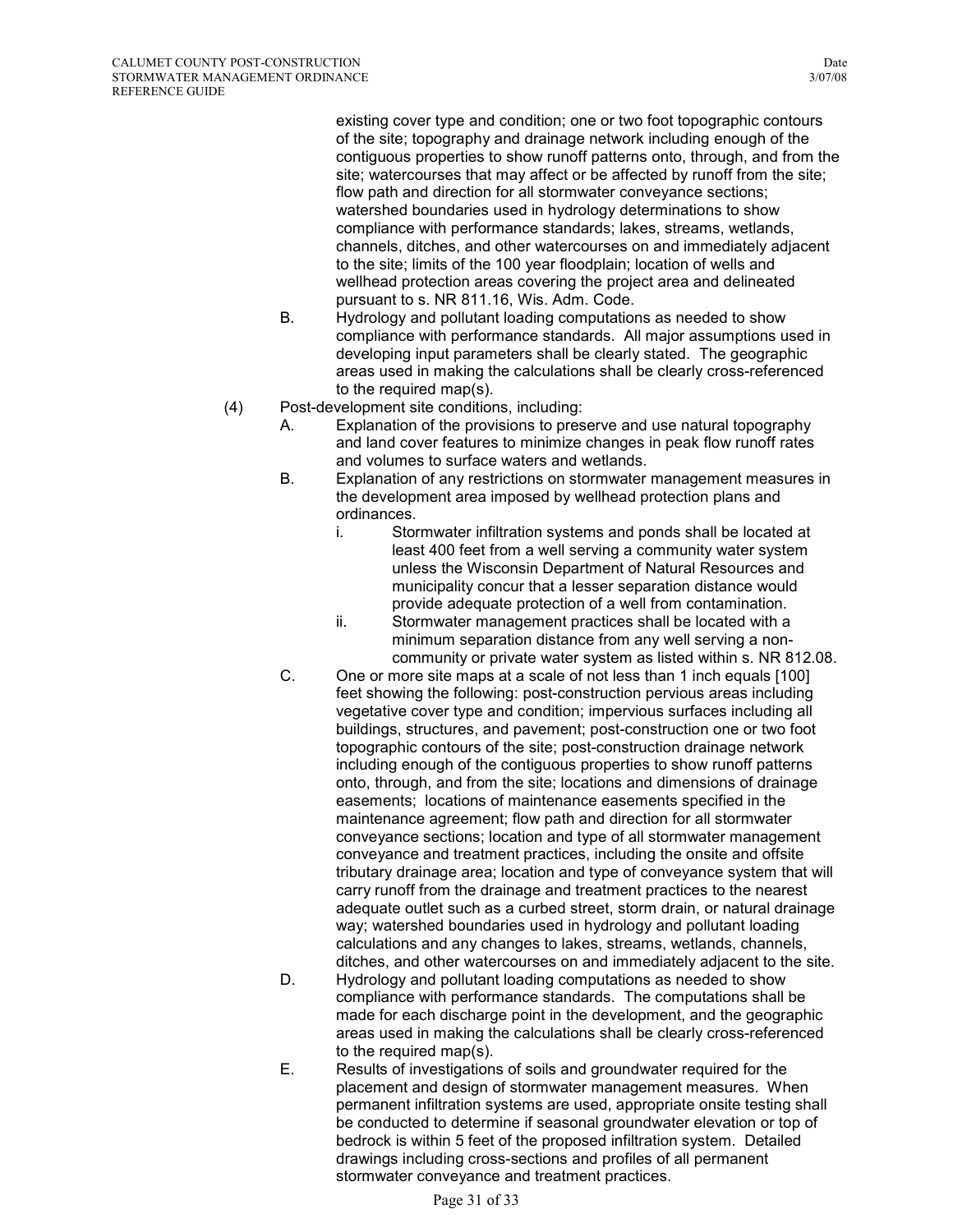existing cover type and condition; one or two foot topographic contours of the site; topography and drainage network including enough of the contiguous properties to show runoff patterns onto, through, and from the site; watercourses that may affect or be affected by runoff from the site; flow path and direction for all stormwater conveyance sections; watershed boundaries used in hydrology determinations to show compliance with performance standards; lakes, streams, wetlands, channels, ditches, and other watercourses on and immediately adjacent to the site; limits of the 100 year floodplain; location of wells and wellhead protection areas covering the project area and delineated pursuant to s. NR 811.16, Wis. Adm. Code.

B. Hydrology and pollutant loading computations as needed to show compliance with performance standards. All major assumptions used in developing input parameters shall be clearly stated. The geographic areas used in making the calculations shall be clearly cross-referenced to the required map(s).

(4) Post-development site conditions, including:

A. Explanation of the provisions to preserve and use natural topography and land cover features to minimize changes in peak flow runoff rates and volumes to surface waters and wetlands.

B. Explanation of any restrictions on stormwater management measures in the development area imposed by wellhead protection plans and ordinances.

i. Stormwater infiltration systems and ponds shall be located at least 400 feet from a well serving a community water system unless the Wisconsin Department of Natural Resources and municipality concur that a lesser separation distance would provide adequate protection of a well from contamination.

ii. Stormwater management practices shall be located with a minimum separation distance from any well serving a non-community or private water system as listed within s. NR 812.08.

C. One or more site maps at a scale of not less than 1 inch equals [100] feet showing the following: post-construction pervious areas including vegetative cover type and condition; impervious surfaces including all buildings, structures, and pavement; post-construction one or two foot topographic contours of the site; post-construction drainage network including enough of the contiguous properties to show runoff patterns onto, through, and from the site; locations and dimensions of drainage easements; locations of maintenance easements specified in the maintenance agreement; flow path and direction for all stormwater conveyance sections; location and type of all stormwater management conveyance and treatment practices, including the onsite and offsite tributary drainage area; location and type of conveyance system that will carry runoff from the drainage and treatment practices to the nearest adequate outlet such as a curbed street, storm drain, or natural drainage way; watershed boundaries used in hydrology and pollutant loading calculations and any changes to lakes, streams, wetlands, channels, ditches, and other watercourses on and immediately adjacent to the site.

D. Hydrology and pollutant loading computations as needed to show compliance with performance standards. The computations shall be made for each discharge point in the development, and the geographic areas used in making the calculations shall be clearly cross-referenced to the required map(s).

E. Results of investigations of soils and groundwater required for the placement and design of stormwater management measures. When permanent infiltration systems are used, appropriate onsite testing shall be conducted to determine if seasonal groundwater elevation or top of bedrock is within 5 feet of the proposed infiltration system. Detailed drawings including cross-sections and profiles of all permanent stormwater conveyance and treatment practices.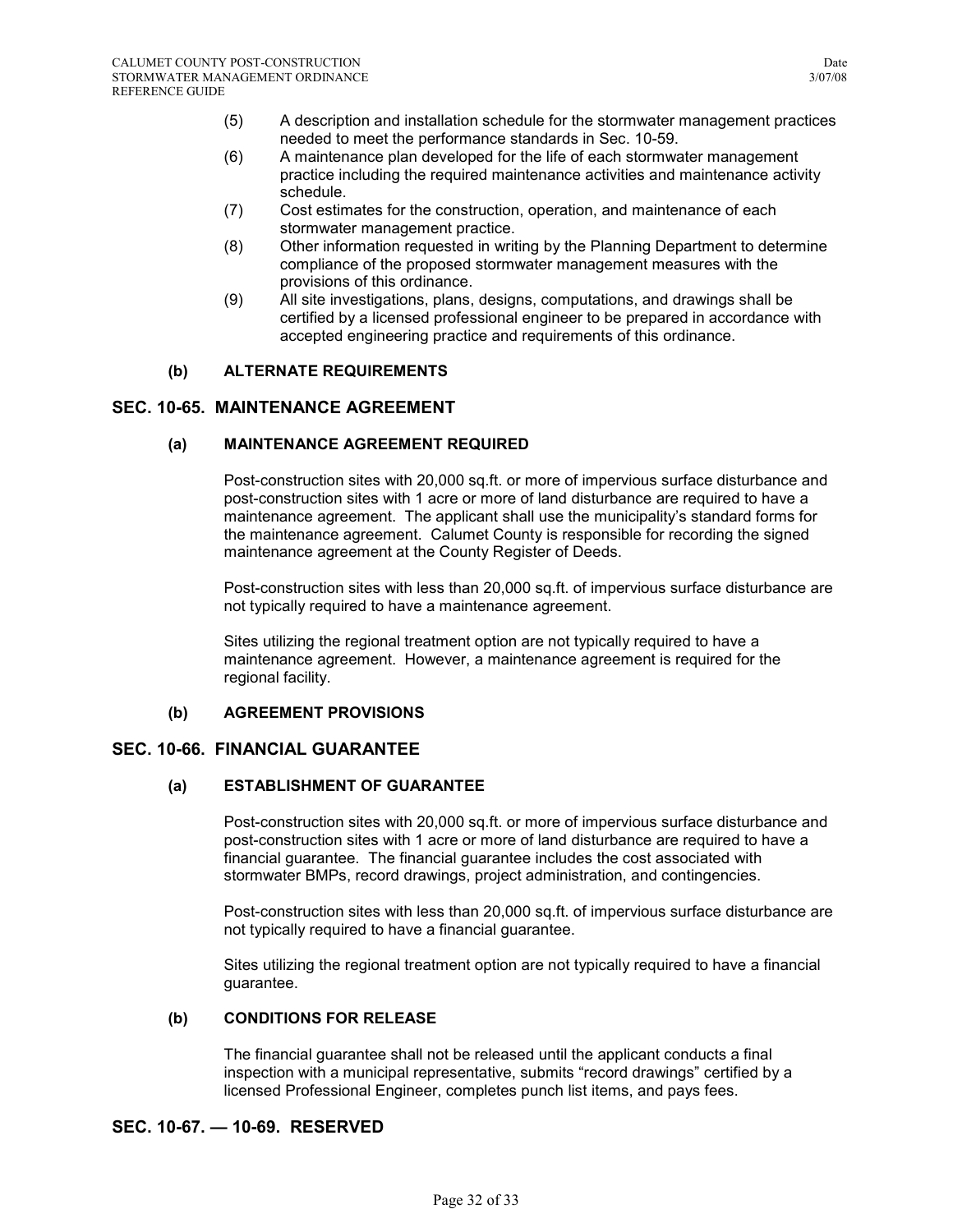(5) A description and installation schedule for the stormwater management practices needed to meet the performance standards in Sec. 10-59.

(6) A maintenance plan developed for the life of each stormwater management practice including the required maintenance activities and maintenance activity schedule.

(7) Cost estimates for the construction, operation, and maintenance of each stormwater management practice.

(8) Other information requested in writing by the Planning Department to determine compliance of the proposed stormwater management measures with the provisions of this ordinance.

(9) All site investigations, plans, designs, computations, and drawings shall be certified by a licensed professional engineer to be prepared in accordance with accepted engineering practice and requirements of this ordinance.

### (b) ALTERNATE REQUIREMENTS

## SEC. 10-65. MAINTENANCE AGREEMENT

### (a) MAINTENANCE AGREEMENT REQUIRED

Post-construction sites with 20,000 sq.ft. or more of impervious surface disturbance and post-construction sites with 1 acre or more of land disturbance are required to have a maintenance agreement. The applicant shall use the municipality's standard forms for the maintenance agreement. Calumet County is responsible for recording the signed maintenance agreement at the County Register of Deeds.

Post-construction sites with less than 20,000 sq.ft. of impervious surface disturbance are not typically required to have a maintenance agreement.

Sites utilizing the regional treatment option are not typically required to have a maintenance agreement. However, a maintenance agreement is required for the regional facility.

### (b) AGREEMENT PROVISIONS

## SEC. 10-66. FINANCIAL GUARANTEE

### (a) ESTABLISHMENT OF GUARANTEE

Post-construction sites with 20,000 sq.ft. or more of impervious surface disturbance and post-construction sites with 1 acre or more of land disturbance are required to have a financial guarantee. The financial guarantee includes the cost associated with stormwater BMPs, record drawings, project administration, and contingencies.

Post-construction sites with less than 20,000 sq.ft. of impervious surface disturbance are not typically required to have a financial guarantee.

Sites utilizing the regional treatment option are not typically required to have a financial guarantee.

### (b) CONDITIONS FOR RELEASE

The financial guarantee shall not be released until the applicant conducts a final inspection with a municipal representative, submits "record drawings" certified by a licensed Professional Engineer, completes punch list items, and pays fees.

## SEC. 10-67. — 10-69. RESERVED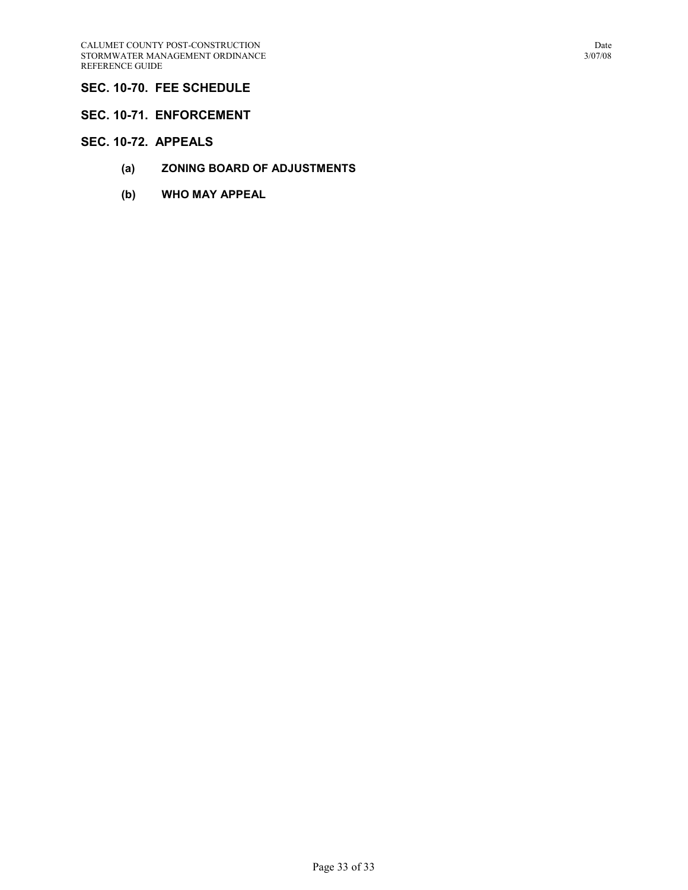## SEC. 10-70. FEE SCHEDULE

## SEC. 10-71. ENFORCEMENT

## SEC. 10-72. APPEALS

### (a) ZONING BOARD OF ADJUSTMENTS

### (b) WHO MAY APPEAL